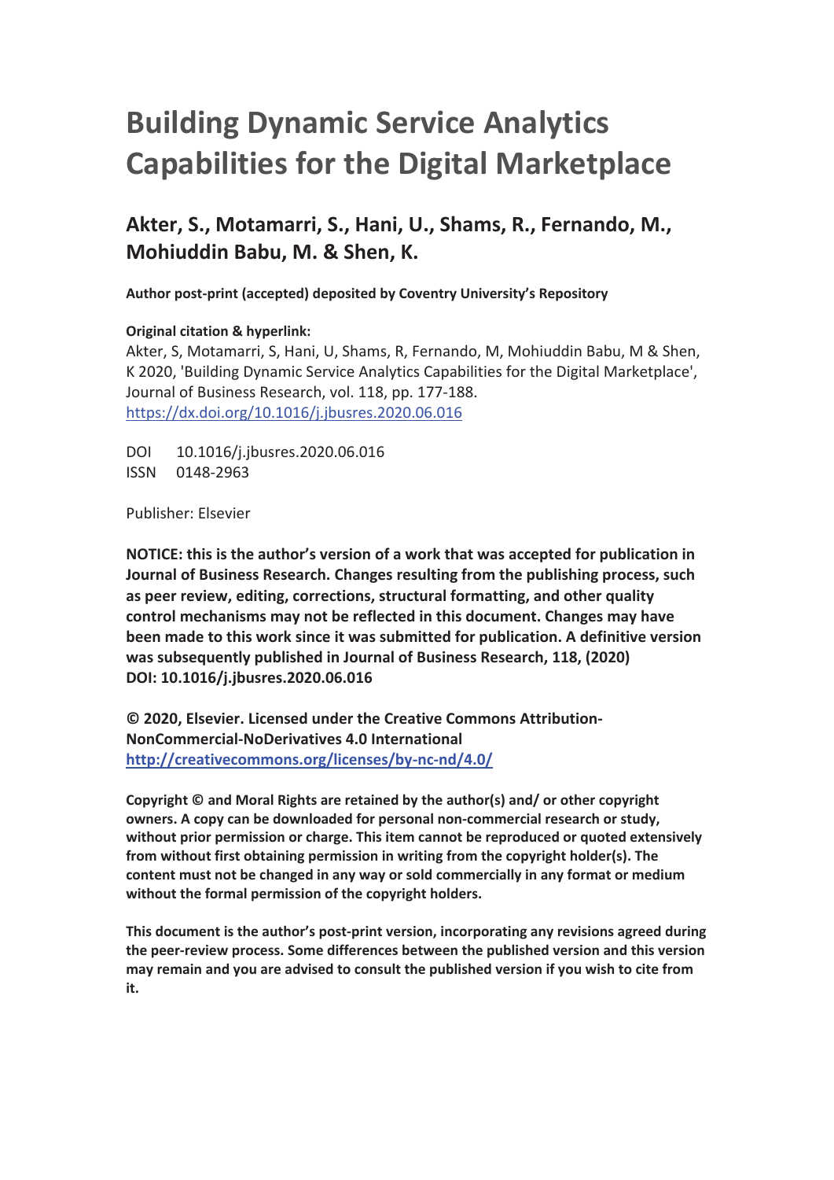# Building Dynamic Service Analytics Capabilities for the Digital Marketplace

## Akter, S., Motamarri, S., Hani, U., Shams, R., Fernando, M., Mohiuddin Babu, M. & Shen, K.

**Author post-print (accepted) deposited by Coventry University's Repository**

**Original citation & hyperlink:**
Akter, S, Motamarri, S, Hani, U, Shams, R, Fernando, M, Mohiuddin Babu, M & Shen, K 2020, 'Building Dynamic Service Analytics Capabilities for the Digital Marketplace', Journal of Business Research, vol. 118, pp. 177-188.
https://dx.doi.org/10.1016/j.jbusres.2020.06.016

DOI 10.1016/j.jbusres.2020.06.016
ISSN 0148-2963

Publisher: Elsevier

**NOTICE: this is the author's version of a work that was accepted for publication in Journal of Business Research. Changes resulting from the publishing process, such as peer review, editing, corrections, structural formatting, and other quality control mechanisms may not be reflected in this document. Changes may have been made to this work since it was submitted for publication. A definitive version was subsequently published in Journal of Business Research, 118, (2020) DOI: 10.1016/j.jbusres.2020.06.016**

**© 2020, Elsevier. Licensed under the Creative Commons Attribution-NonCommercial-NoDerivatives 4.0 International**
**http://creativecommons.org/licenses/by-nc-nd/4.0/**

**Copyright © and Moral Rights are retained by the author(s) and/ or other copyright owners. A copy can be downloaded for personal non-commercial research or study, without prior permission or charge. This item cannot be reproduced or quoted extensively from without first obtaining permission in writing from the copyright holder(s). The content must not be changed in any way or sold commercially in any format or medium without the formal permission of the copyright holders.**

**This document is the author's post-print version, incorporating any revisions agreed during the peer-review process. Some differences between the published version and this version may remain and you are advised to consult the published version if you wish to cite from it.**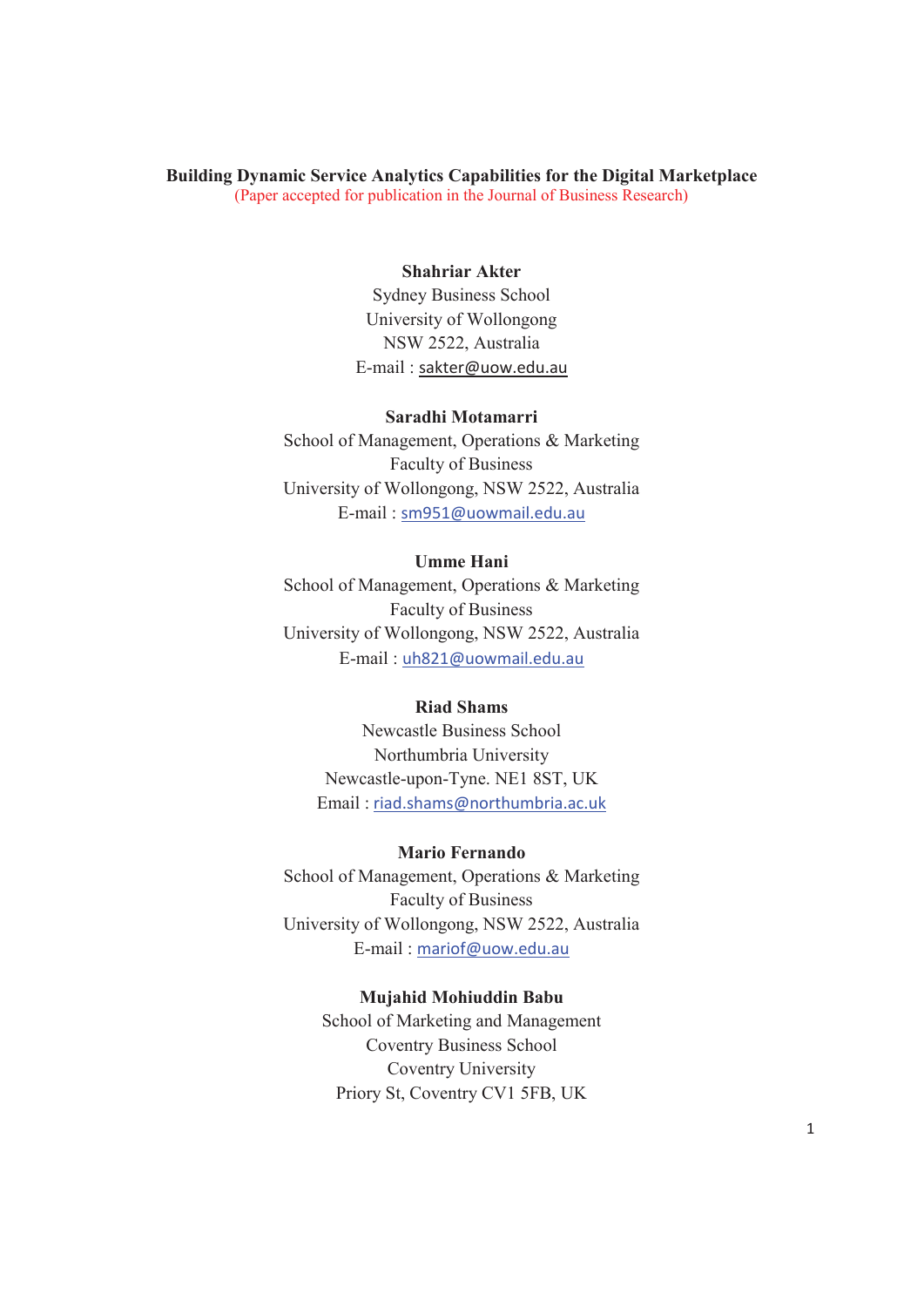**Building Dynamic Service Analytics Capabilities for the Digital Marketplace**

(Paper accepted for publication in the Journal of Business Research)

**Shahriar Akter**
Sydney Business School
University of Wollongong
NSW 2522, Australia
E-mail : sakter@uow.edu.au

**Saradhi Motamarri**
School of Management, Operations & Marketing
Faculty of Business
University of Wollongong, NSW 2522, Australia
E-mail : sm951@uowmail.edu.au

**Umme Hani**
School of Management, Operations & Marketing
Faculty of Business
University of Wollongong, NSW 2522, Australia
E-mail : uh821@uowmail.edu.au

**Riad Shams**
Newcastle Business School
Northumbria University
Newcastle-upon-Tyne. NE1 8ST, UK
Email : riad.shams@northumbria.ac.uk

**Mario Fernando**
School of Management, Operations & Marketing
Faculty of Business
University of Wollongong, NSW 2522, Australia
E-mail : mariof@uow.edu.au

**Mujahid Mohiuddin Babu**
School of Marketing and Management
Coventry Business School
Coventry University
Priory St, Coventry CV1 5FB, UK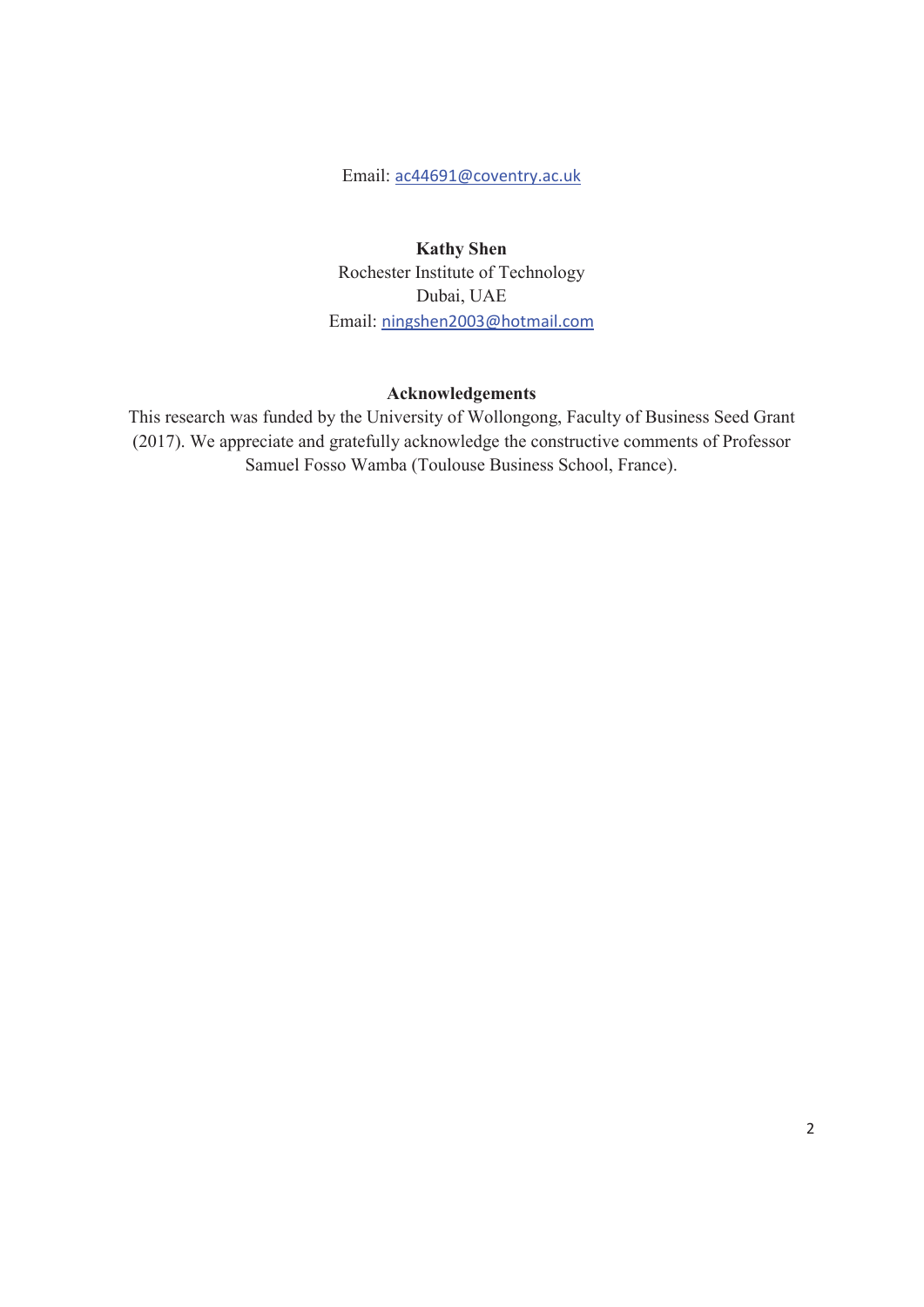Email: ac44691@coventry.ac.uk

**Kathy Shen**
Rochester Institute of Technology
Dubai, UAE
Email: ningshen2003@hotmail.com

**Acknowledgements**

This research was funded by the University of Wollongong, Faculty of Business Seed Grant (2017). We appreciate and gratefully acknowledge the constructive comments of Professor Samuel Fosso Wamba (Toulouse Business School, France).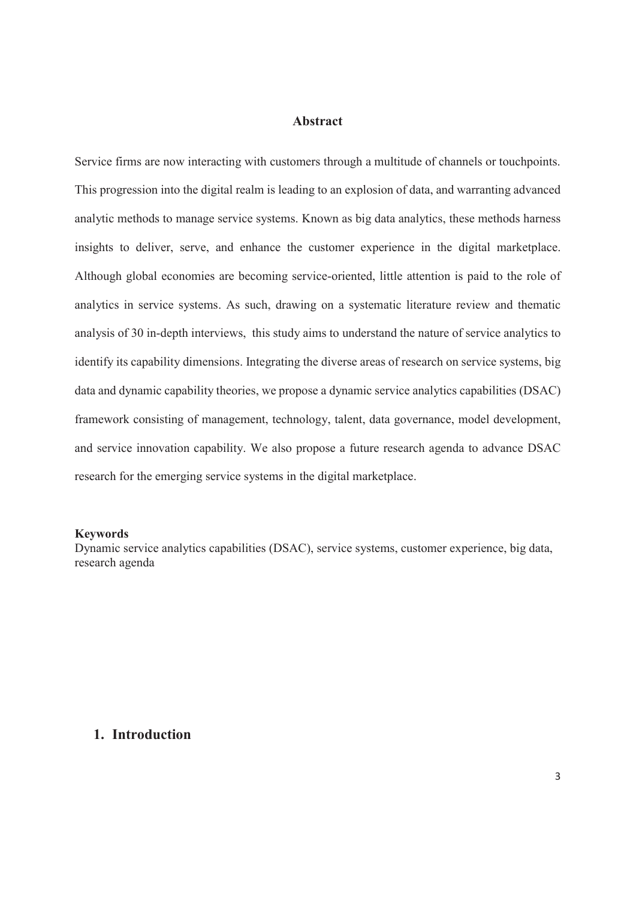## Abstract

Service firms are now interacting with customers through a multitude of channels or touchpoints. This progression into the digital realm is leading to an explosion of data, and warranting advanced analytic methods to manage service systems. Known as big data analytics, these methods harness insights to deliver, serve, and enhance the customer experience in the digital marketplace. Although global economies are becoming service-oriented, little attention is paid to the role of analytics in service systems. As such, drawing on a systematic literature review and thematic analysis of 30 in-depth interviews, this study aims to understand the nature of service analytics to identify its capability dimensions. Integrating the diverse areas of research on service systems, big data and dynamic capability theories, we propose a dynamic service analytics capabilities (DSAC) framework consisting of management, technology, talent, data governance, model development, and service innovation capability. We also propose a future research agenda to advance DSAC research for the emerging service systems in the digital marketplace.

**Keywords**
Dynamic service analytics capabilities (DSAC), service systems, customer experience, big data, research agenda

## 1. Introduction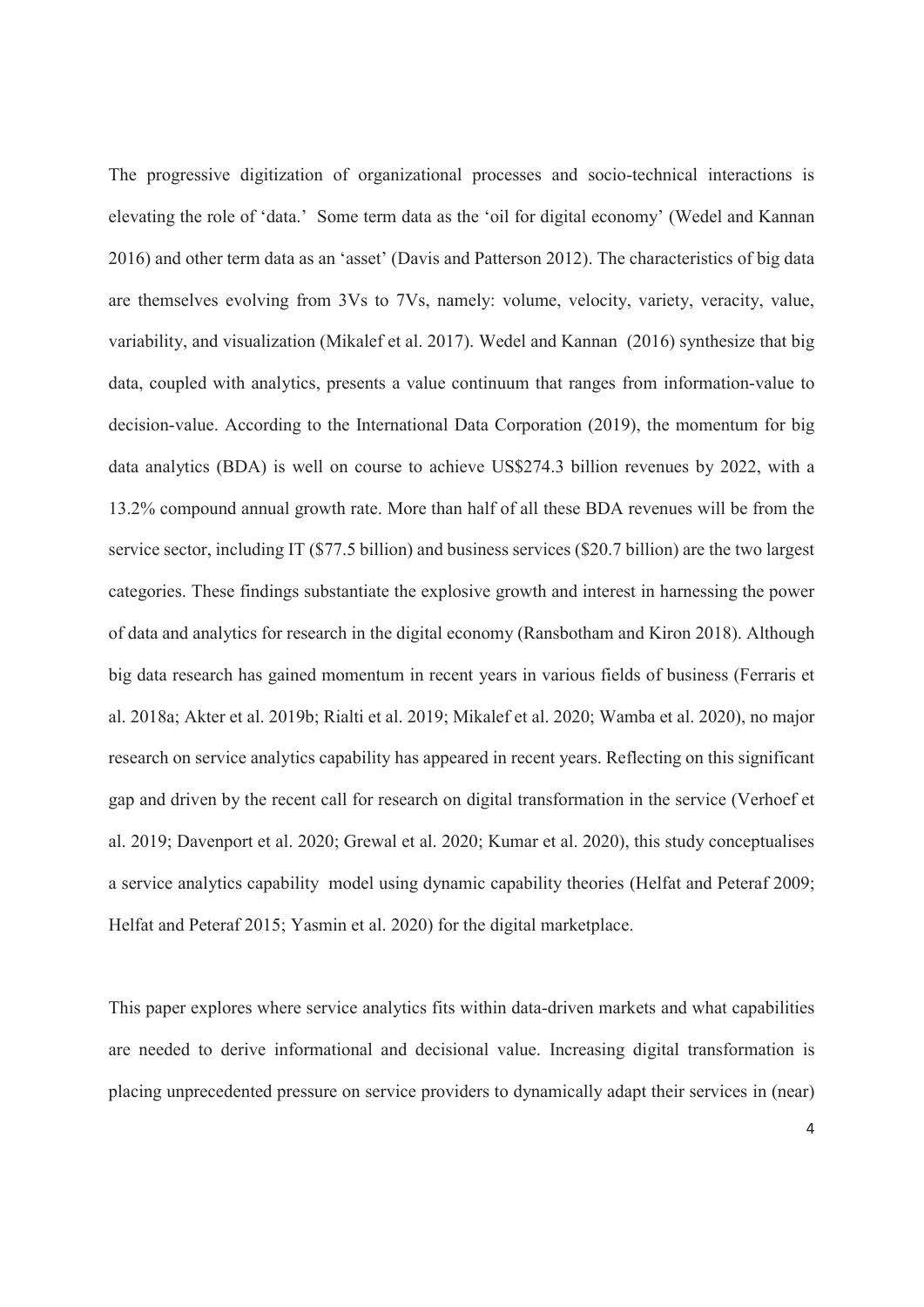The progressive digitization of organizational processes and socio-technical interactions is elevating the role of 'data.' Some term data as the 'oil for digital economy' (Wedel and Kannan 2016) and other term data as an 'asset' (Davis and Patterson 2012). The characteristics of big data are themselves evolving from 3Vs to 7Vs, namely: volume, velocity, variety, veracity, value, variability, and visualization (Mikalef et al. 2017). Wedel and Kannan (2016) synthesize that big data, coupled with analytics, presents a value continuum that ranges from information-value to decision-value. According to the International Data Corporation (2019), the momentum for big data analytics (BDA) is well on course to achieve US$274.3 billion revenues by 2022, with a 13.2% compound annual growth rate. More than half of all these BDA revenues will be from the service sector, including IT ($77.5 billion) and business services ($20.7 billion) are the two largest categories. These findings substantiate the explosive growth and interest in harnessing the power of data and analytics for research in the digital economy (Ransbotham and Kiron 2018). Although big data research has gained momentum in recent years in various fields of business (Ferraris et al. 2018a; Akter et al. 2019b; Rialti et al. 2019; Mikalef et al. 2020; Wamba et al. 2020), no major research on service analytics capability has appeared in recent years. Reflecting on this significant gap and driven by the recent call for research on digital transformation in the service (Verhoef et al. 2019; Davenport et al. 2020; Grewal et al. 2020; Kumar et al. 2020), this study conceptualises a service analytics capability model using dynamic capability theories (Helfat and Peteraf 2009; Helfat and Peteraf 2015; Yasmin et al. 2020) for the digital marketplace.

This paper explores where service analytics fits within data-driven markets and what capabilities are needed to derive informational and decisional value. Increasing digital transformation is placing unprecedented pressure on service providers to dynamically adapt their services in (near)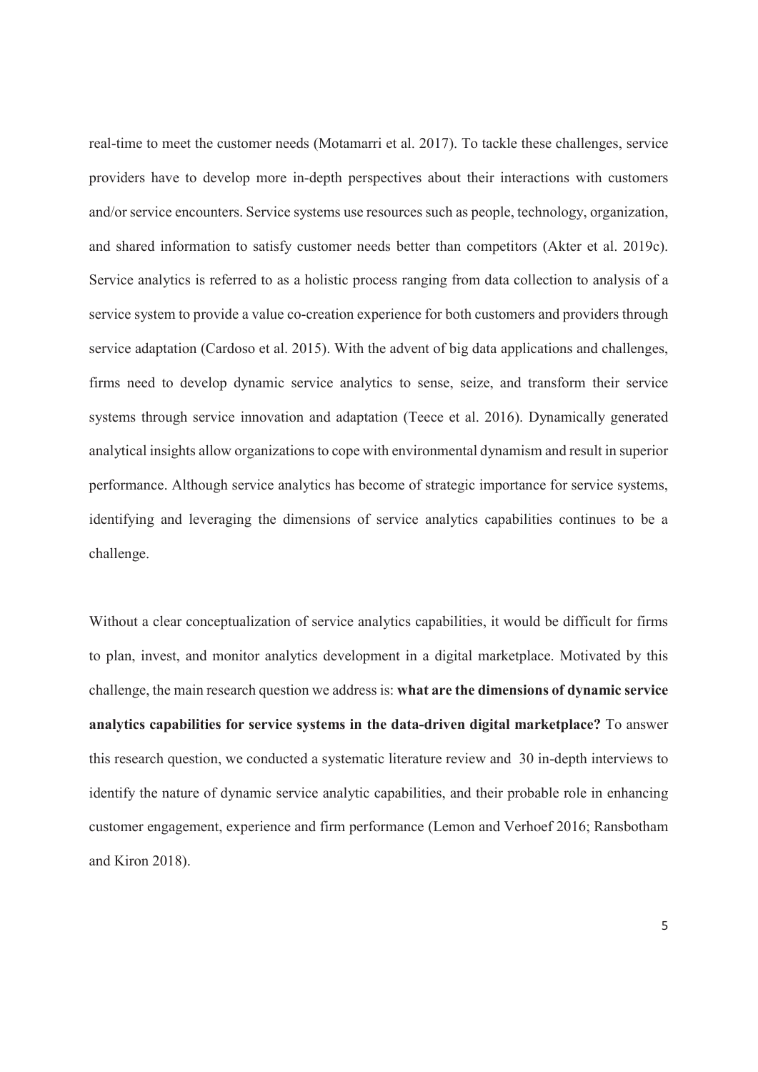real-time to meet the customer needs (Motamarri et al. 2017). To tackle these challenges, service providers have to develop more in-depth perspectives about their interactions with customers and/or service encounters. Service systems use resources such as people, technology, organization, and shared information to satisfy customer needs better than competitors (Akter et al. 2019c). Service analytics is referred to as a holistic process ranging from data collection to analysis of a service system to provide a value co-creation experience for both customers and providers through service adaptation (Cardoso et al. 2015). With the advent of big data applications and challenges, firms need to develop dynamic service analytics to sense, seize, and transform their service systems through service innovation and adaptation (Teece et al. 2016). Dynamically generated analytical insights allow organizations to cope with environmental dynamism and result in superior performance. Although service analytics has become of strategic importance for service systems, identifying and leveraging the dimensions of service analytics capabilities continues to be a challenge.

Without a clear conceptualization of service analytics capabilities, it would be difficult for firms to plan, invest, and monitor analytics development in a digital marketplace. Motivated by this challenge, the main research question we address is: **what are the dimensions of dynamic service analytics capabilities for service systems in the data-driven digital marketplace?** To answer this research question, we conducted a systematic literature review and 30 in-depth interviews to identify the nature of dynamic service analytic capabilities, and their probable role in enhancing customer engagement, experience and firm performance (Lemon and Verhoef 2016; Ransbotham and Kiron 2018).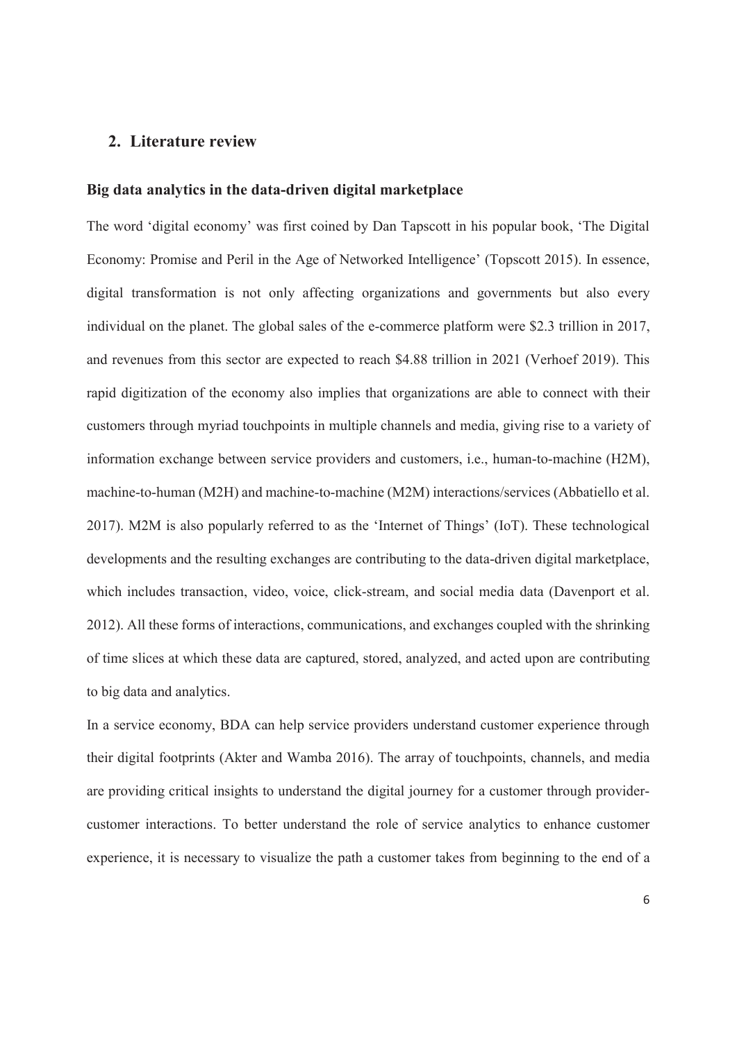## 2. Literature review

### Big data analytics in the data-driven digital marketplace

The word 'digital economy' was first coined by Dan Tapscott in his popular book, 'The Digital Economy: Promise and Peril in the Age of Networked Intelligence' (Topscott 2015). In essence, digital transformation is not only affecting organizations and governments but also every individual on the planet. The global sales of the e-commerce platform were $2.3 trillion in 2017, and revenues from this sector are expected to reach $4.88 trillion in 2021 (Verhoef 2019). This rapid digitization of the economy also implies that organizations are able to connect with their customers through myriad touchpoints in multiple channels and media, giving rise to a variety of information exchange between service providers and customers, i.e., human-to-machine (H2M), machine-to-human (M2H) and machine-to-machine (M2M) interactions/services (Abbatiello et al. 2017). M2M is also popularly referred to as the 'Internet of Things' (IoT). These technological developments and the resulting exchanges are contributing to the data-driven digital marketplace, which includes transaction, video, voice, click-stream, and social media data (Davenport et al. 2012). All these forms of interactions, communications, and exchanges coupled with the shrinking of time slices at which these data are captured, stored, analyzed, and acted upon are contributing to big data and analytics.

In a service economy, BDA can help service providers understand customer experience through their digital footprints (Akter and Wamba 2016). The array of touchpoints, channels, and media are providing critical insights to understand the digital journey for a customer through provider-customer interactions. To better understand the role of service analytics to enhance customer experience, it is necessary to visualize the path a customer takes from beginning to the end of a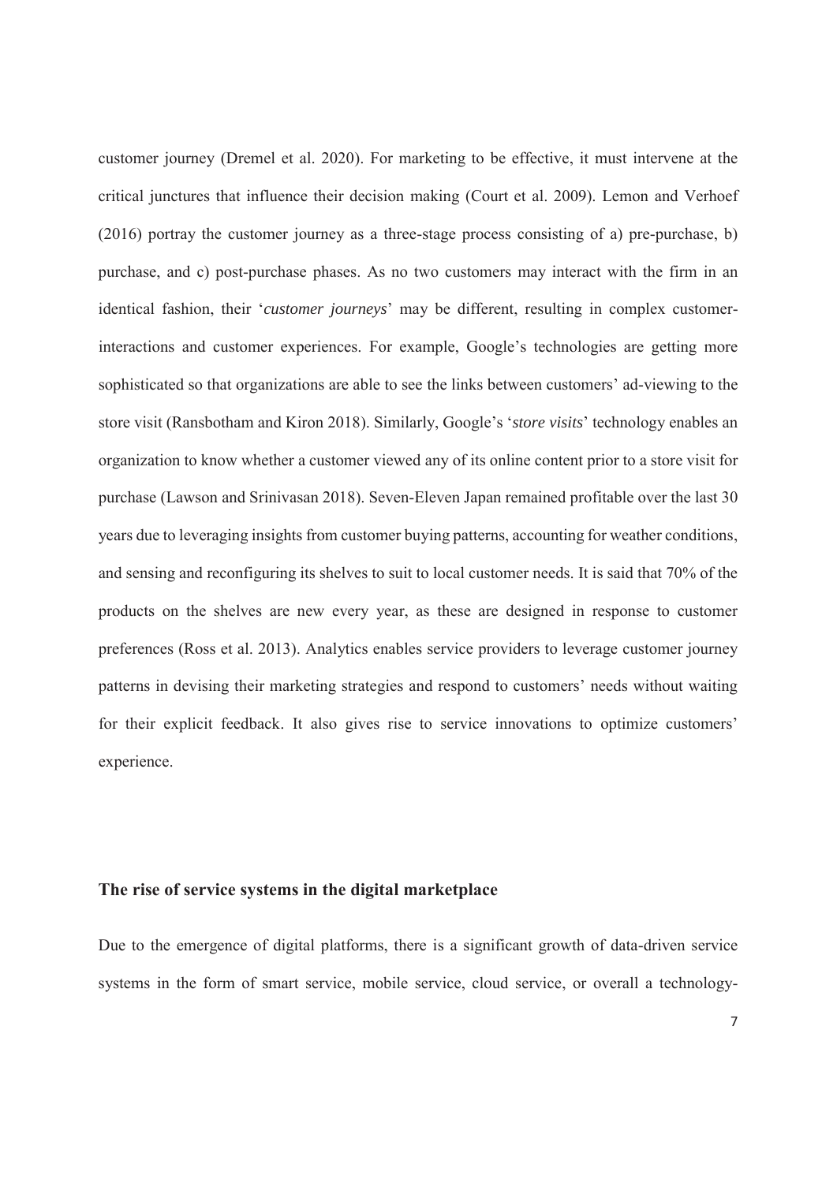customer journey (Dremel et al. 2020). For marketing to be effective, it must intervene at the critical junctures that influence their decision making (Court et al. 2009). Lemon and Verhoef (2016) portray the customer journey as a three-stage process consisting of a) pre-purchase, b) purchase, and c) post-purchase phases. As no two customers may interact with the firm in an identical fashion, their '*customer journeys*' may be different, resulting in complex customer-interactions and customer experiences. For example, Google's technologies are getting more sophisticated so that organizations are able to see the links between customers' ad-viewing to the store visit (Ransbotham and Kiron 2018). Similarly, Google's '*store visits*' technology enables an organization to know whether a customer viewed any of its online content prior to a store visit for purchase (Lawson and Srinivasan 2018). Seven-Eleven Japan remained profitable over the last 30 years due to leveraging insights from customer buying patterns, accounting for weather conditions, and sensing and reconfiguring its shelves to suit to local customer needs. It is said that 70% of the products on the shelves are new every year, as these are designed in response to customer preferences (Ross et al. 2013). Analytics enables service providers to leverage customer journey patterns in devising their marketing strategies and respond to customers' needs without waiting for their explicit feedback. It also gives rise to service innovations to optimize customers' experience.

## The rise of service systems in the digital marketplace

Due to the emergence of digital platforms, there is a significant growth of data-driven service systems in the form of smart service, mobile service, cloud service, or overall a technology-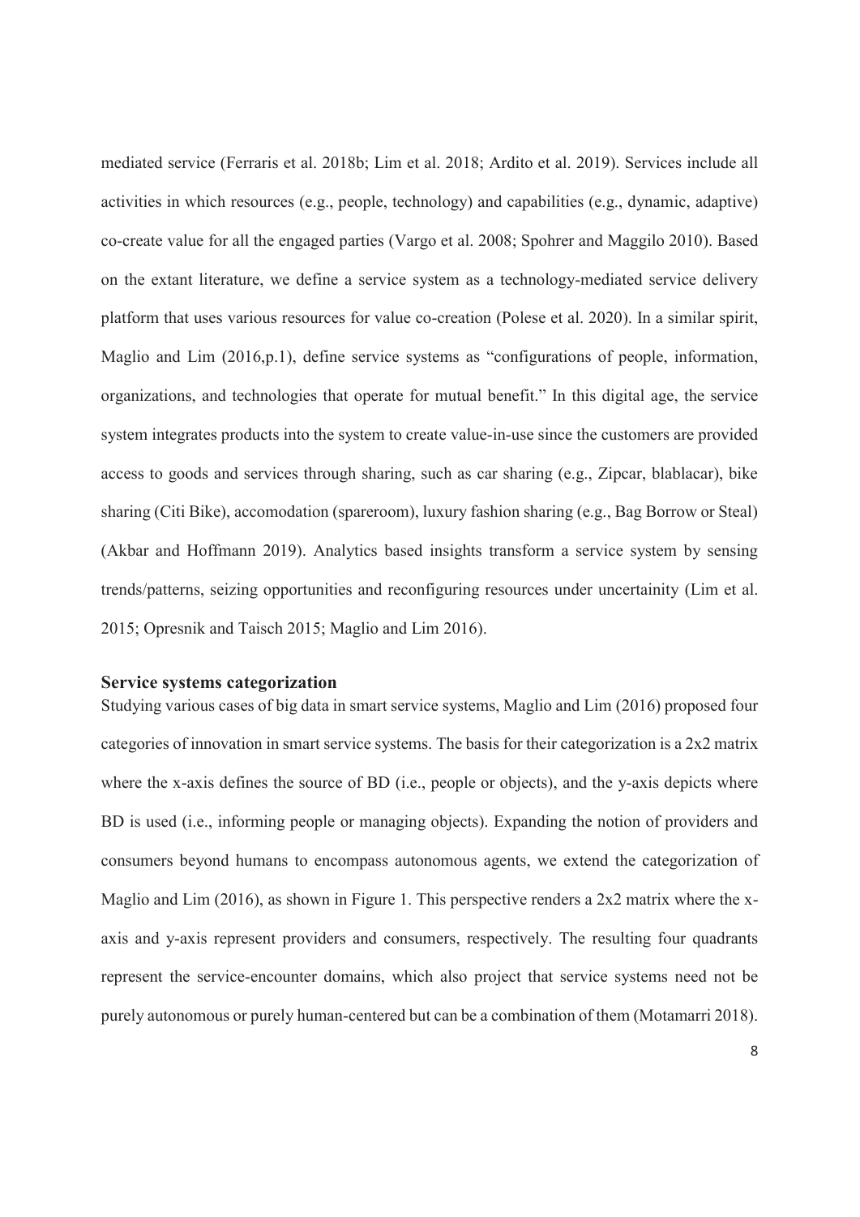mediated service (Ferraris et al. 2018b; Lim et al. 2018; Ardito et al. 2019). Services include all activities in which resources (e.g., people, technology) and capabilities (e.g., dynamic, adaptive) co-create value for all the engaged parties (Vargo et al. 2008; Spohrer and Maggilo 2010). Based on the extant literature, we define a service system as a technology-mediated service delivery platform that uses various resources for value co-creation (Polese et al. 2020). In a similar spirit, Maglio and Lim (2016,p.1), define service systems as "configurations of people, information, organizations, and technologies that operate for mutual benefit." In this digital age, the service system integrates products into the system to create value-in-use since the customers are provided access to goods and services through sharing, such as car sharing (e.g., Zipcar, blablacar), bike sharing (Citi Bike), accomodation (spareroom), luxury fashion sharing (e.g., Bag Borrow or Steal) (Akbar and Hoffmann 2019). Analytics based insights transform a service system by sensing trends/patterns, seizing opportunities and reconfiguring resources under uncertainity (Lim et al. 2015; Opresnik and Taisch 2015; Maglio and Lim 2016).

### Service systems categorization

Studying various cases of big data in smart service systems, Maglio and Lim (2016) proposed four categories of innovation in smart service systems. The basis for their categorization is a 2x2 matrix where the x-axis defines the source of BD (i.e., people or objects), and the y-axis depicts where BD is used (i.e., informing people or managing objects). Expanding the notion of providers and consumers beyond humans to encompass autonomous agents, we extend the categorization of Maglio and Lim (2016), as shown in Figure 1. This perspective renders a 2x2 matrix where the x-axis and y-axis represent providers and consumers, respectively. The resulting four quadrants represent the service-encounter domains, which also project that service systems need not be purely autonomous or purely human-centered but can be a combination of them (Motamarri 2018).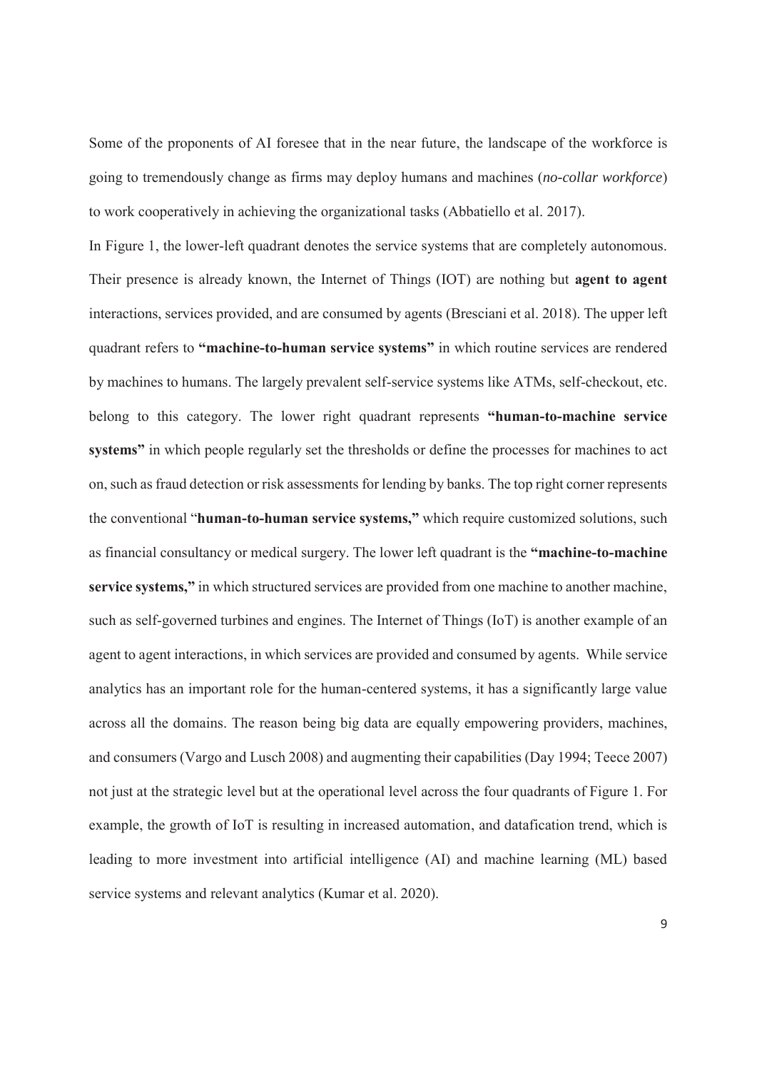Some of the proponents of AI foresee that in the near future, the landscape of the workforce is going to tremendously change as firms may deploy humans and machines (*no-collar workforce*) to work cooperatively in achieving the organizational tasks (Abbatiello et al. 2017).

In Figure 1, the lower-left quadrant denotes the service systems that are completely autonomous. Their presence is already known, the Internet of Things (IOT) are nothing but **agent to agent** interactions, services provided, and are consumed by agents (Bresciani et al. 2018). The upper left quadrant refers to **"machine-to-human service systems"** in which routine services are rendered by machines to humans. The largely prevalent self-service systems like ATMs, self-checkout, etc. belong to this category. The lower right quadrant represents **"human-to-machine service systems"** in which people regularly set the thresholds or define the processes for machines to act on, such as fraud detection or risk assessments for lending by banks. The top right corner represents the conventional "**human-to-human service systems,"** which require customized solutions, such as financial consultancy or medical surgery. The lower left quadrant is the **"machine-to-machine service systems,"** in which structured services are provided from one machine to another machine, such as self-governed turbines and engines. The Internet of Things (IoT) is another example of an agent to agent interactions, in which services are provided and consumed by agents. While service analytics has an important role for the human-centered systems, it has a significantly large value across all the domains. The reason being big data are equally empowering providers, machines, and consumers (Vargo and Lusch 2008) and augmenting their capabilities (Day 1994; Teece 2007) not just at the strategic level but at the operational level across the four quadrants of Figure 1. For example, the growth of IoT is resulting in increased automation, and datafication trend, which is leading to more investment into artificial intelligence (AI) and machine learning (ML) based service systems and relevant analytics (Kumar et al. 2020).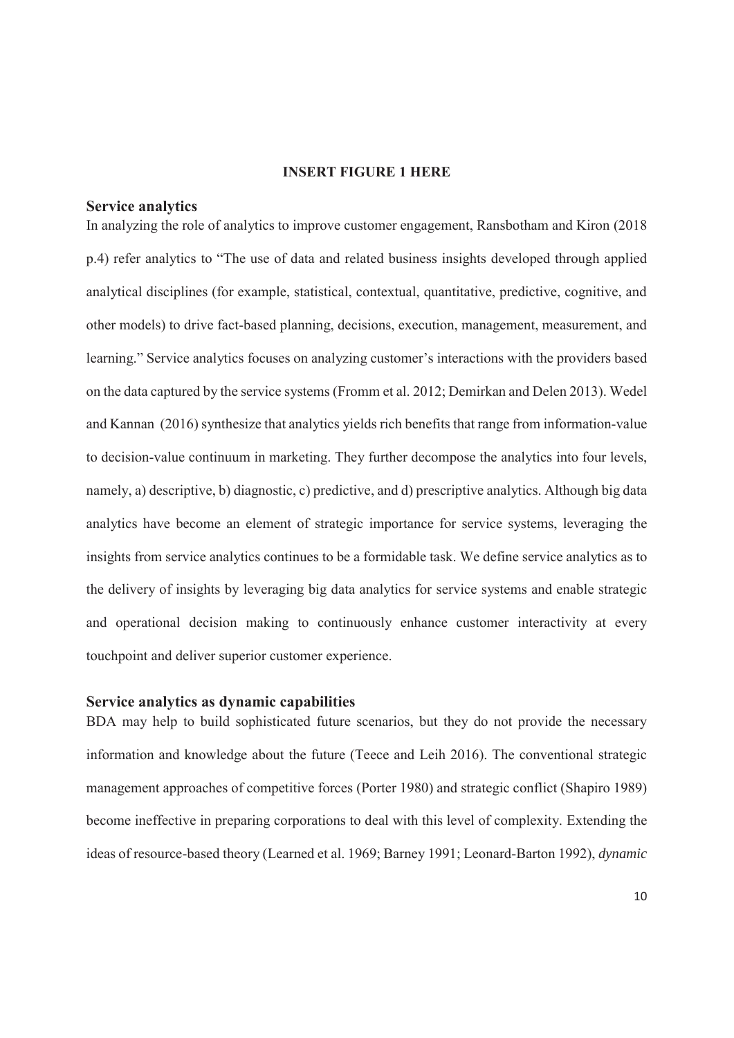**INSERT FIGURE 1 HERE**

## Service analytics

In analyzing the role of analytics to improve customer engagement, Ransbotham and Kiron (2018 p.4) refer analytics to "The use of data and related business insights developed through applied analytical disciplines (for example, statistical, contextual, quantitative, predictive, cognitive, and other models) to drive fact-based planning, decisions, execution, management, measurement, and learning." Service analytics focuses on analyzing customer's interactions with the providers based on the data captured by the service systems (Fromm et al. 2012; Demirkan and Delen 2013). Wedel and Kannan (2016) synthesize that analytics yields rich benefits that range from information-value to decision-value continuum in marketing. They further decompose the analytics into four levels, namely, a) descriptive, b) diagnostic, c) predictive, and d) prescriptive analytics. Although big data analytics have become an element of strategic importance for service systems, leveraging the insights from service analytics continues to be a formidable task. We define service analytics as to the delivery of insights by leveraging big data analytics for service systems and enable strategic and operational decision making to continuously enhance customer interactivity at every touchpoint and deliver superior customer experience.

## Service analytics as dynamic capabilities

BDA may help to build sophisticated future scenarios, but they do not provide the necessary information and knowledge about the future (Teece and Leih 2016). The conventional strategic management approaches of competitive forces (Porter 1980) and strategic conflict (Shapiro 1989) become ineffective in preparing corporations to deal with this level of complexity. Extending the ideas of resource-based theory (Learned et al. 1969; Barney 1991; Leonard-Barton 1992), *dynamic*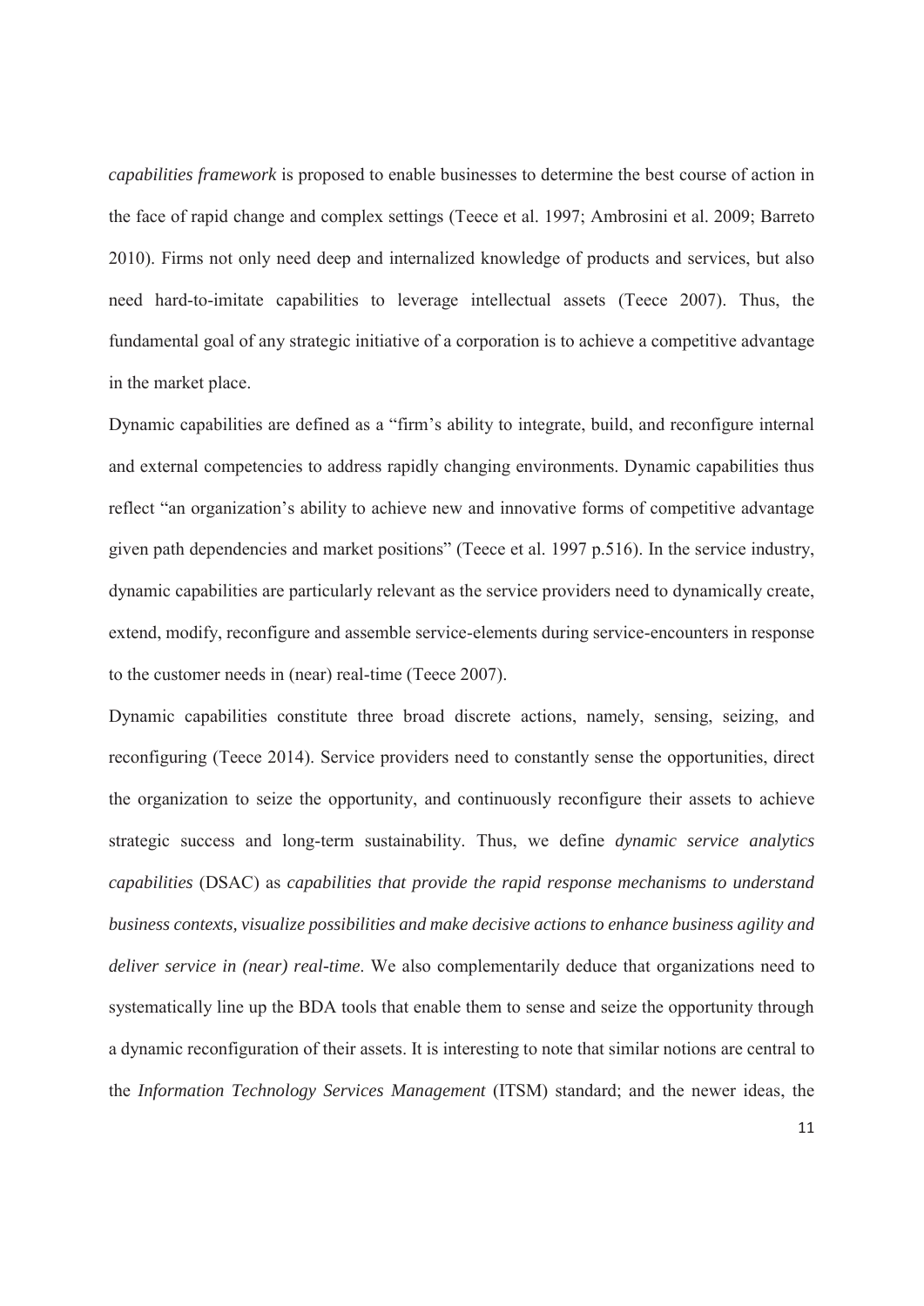*capabilities framework* is proposed to enable businesses to determine the best course of action in the face of rapid change and complex settings (Teece et al. 1997; Ambrosini et al. 2009; Barreto 2010). Firms not only need deep and internalized knowledge of products and services, but also need hard-to-imitate capabilities to leverage intellectual assets (Teece 2007). Thus, the fundamental goal of any strategic initiative of a corporation is to achieve a competitive advantage in the market place.

Dynamic capabilities are defined as a "firm's ability to integrate, build, and reconfigure internal and external competencies to address rapidly changing environments. Dynamic capabilities thus reflect "an organization's ability to achieve new and innovative forms of competitive advantage given path dependencies and market positions" (Teece et al. 1997 p.516). In the service industry, dynamic capabilities are particularly relevant as the service providers need to dynamically create, extend, modify, reconfigure and assemble service-elements during service-encounters in response to the customer needs in (near) real-time (Teece 2007).

Dynamic capabilities constitute three broad discrete actions, namely, sensing, seizing, and reconfiguring (Teece 2014). Service providers need to constantly sense the opportunities, direct the organization to seize the opportunity, and continuously reconfigure their assets to achieve strategic success and long-term sustainability. Thus, we define *dynamic service analytics capabilities* (DSAC) as *capabilities that provide the rapid response mechanisms to understand business contexts, visualize possibilities and make decisive actions to enhance business agility and deliver service in (near) real-time*. We also complementarily deduce that organizations need to systematically line up the BDA tools that enable them to sense and seize the opportunity through a dynamic reconfiguration of their assets. It is interesting to note that similar notions are central to the *Information Technology Services Management* (ITSM) standard; and the newer ideas, the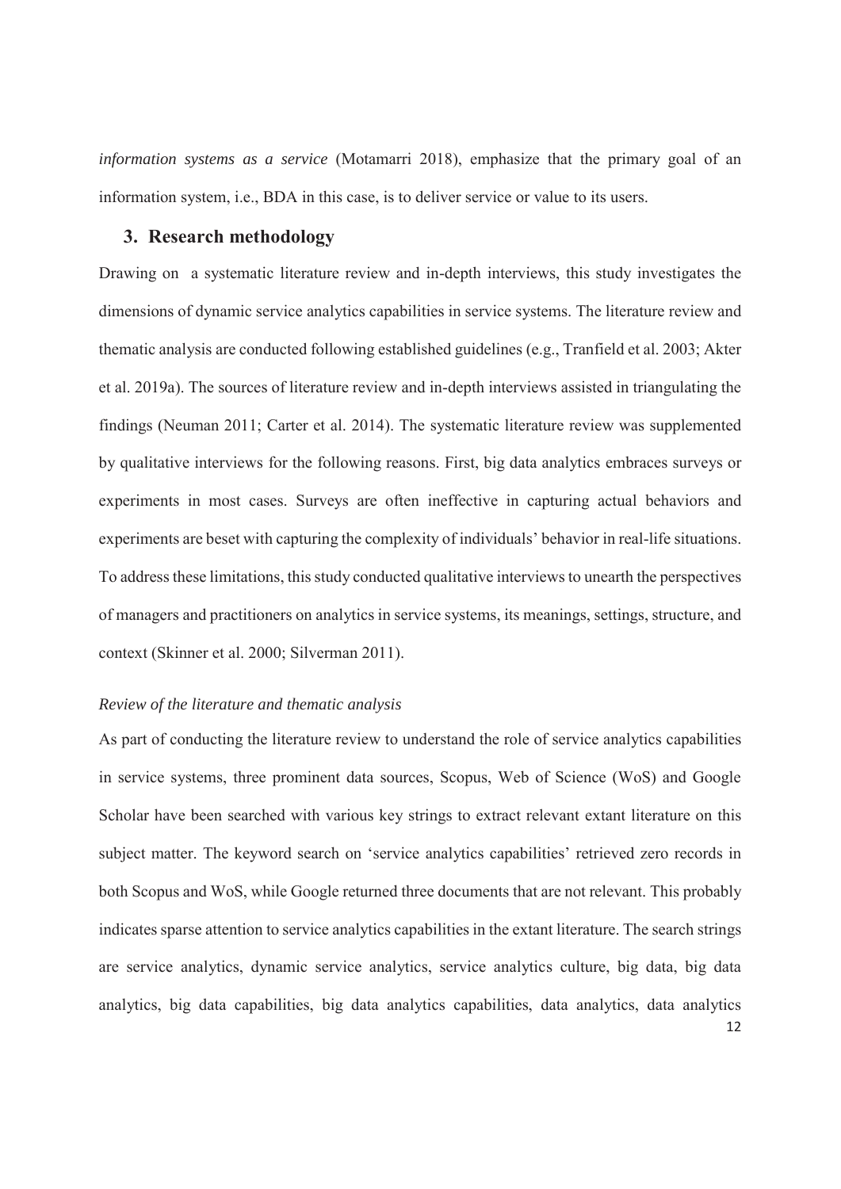*information systems as a service* (Motamarri 2018), emphasize that the primary goal of an information system, i.e., BDA in this case, is to deliver service or value to its users.

## 3. Research methodology

Drawing on a systematic literature review and in-depth interviews, this study investigates the dimensions of dynamic service analytics capabilities in service systems. The literature review and thematic analysis are conducted following established guidelines (e.g., Tranfield et al. 2003; Akter et al. 2019a). The sources of literature review and in-depth interviews assisted in triangulating the findings (Neuman 2011; Carter et al. 2014). The systematic literature review was supplemented by qualitative interviews for the following reasons. First, big data analytics embraces surveys or experiments in most cases. Surveys are often ineffective in capturing actual behaviors and experiments are beset with capturing the complexity of individuals' behavior in real-life situations. To address these limitations, this study conducted qualitative interviews to unearth the perspectives of managers and practitioners on analytics in service systems, its meanings, settings, structure, and context (Skinner et al. 2000; Silverman 2011).

*Review of the literature and thematic analysis*

As part of conducting the literature review to understand the role of service analytics capabilities in service systems, three prominent data sources, Scopus, Web of Science (WoS) and Google Scholar have been searched with various key strings to extract relevant extant literature on this subject matter. The keyword search on 'service analytics capabilities' retrieved zero records in both Scopus and WoS, while Google returned three documents that are not relevant. This probably indicates sparse attention to service analytics capabilities in the extant literature. The search strings are service analytics, dynamic service analytics, service analytics culture, big data, big data analytics, big data capabilities, big data analytics capabilities, data analytics, data analytics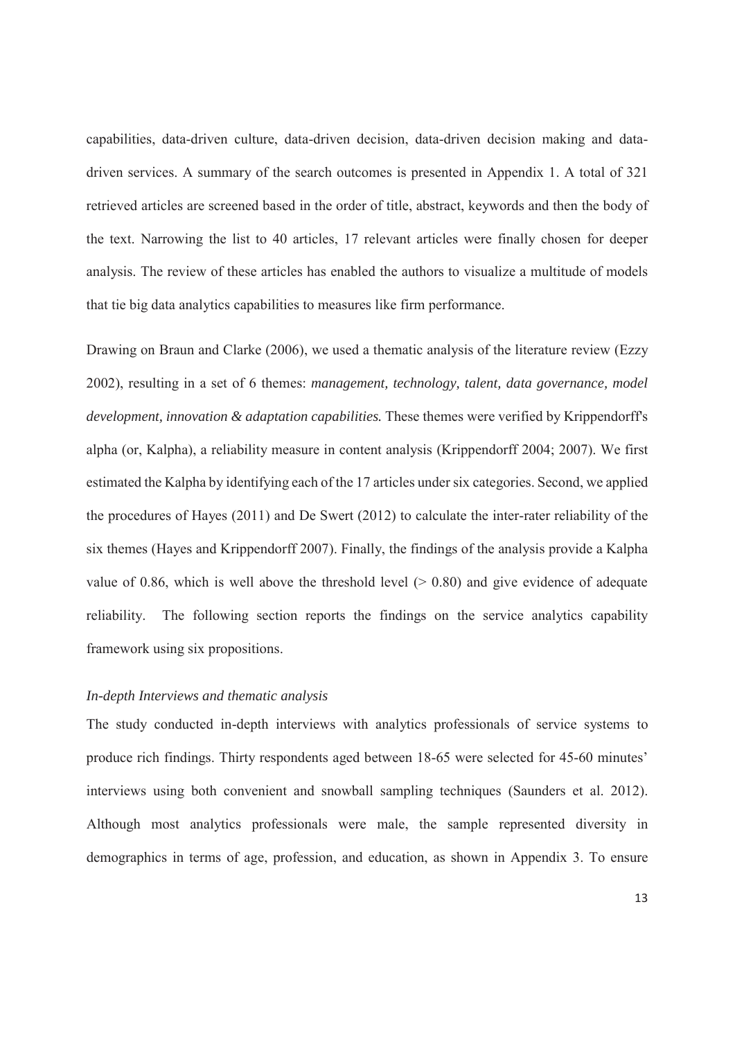capabilities, data-driven culture, data-driven decision, data-driven decision making and data-driven services. A summary of the search outcomes is presented in Appendix 1. A total of 321 retrieved articles are screened based in the order of title, abstract, keywords and then the body of the text. Narrowing the list to 40 articles, 17 relevant articles were finally chosen for deeper analysis. The review of these articles has enabled the authors to visualize a multitude of models that tie big data analytics capabilities to measures like firm performance.

Drawing on Braun and Clarke (2006), we used a thematic analysis of the literature review (Ezzy 2002), resulting in a set of 6 themes: *management, technology, talent, data governance, model development, innovation & adaptation capabilities.* These themes were verified by Krippendorff's alpha (or, Kalpha), a reliability measure in content analysis (Krippendorff 2004; 2007). We first estimated the Kalpha by identifying each of the 17 articles under six categories. Second, we applied the procedures of Hayes (2011) and De Swert (2012) to calculate the inter-rater reliability of the six themes (Hayes and Krippendorff 2007). Finally, the findings of the analysis provide a Kalpha value of 0.86, which is well above the threshold level (> 0.80) and give evidence of adequate reliability. The following section reports the findings on the service analytics capability framework using six propositions.

*In-depth Interviews and thematic analysis*

The study conducted in-depth interviews with analytics professionals of service systems to produce rich findings. Thirty respondents aged between 18-65 were selected for 45-60 minutes' interviews using both convenient and snowball sampling techniques (Saunders et al. 2012). Although most analytics professionals were male, the sample represented diversity in demographics in terms of age, profession, and education, as shown in Appendix 3. To ensure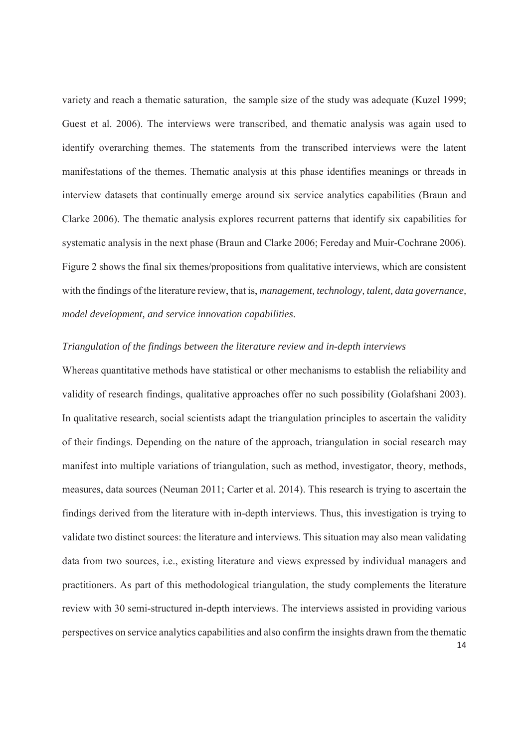variety and reach a thematic saturation, the sample size of the study was adequate (Kuzel 1999; Guest et al. 2006). The interviews were transcribed, and thematic analysis was again used to identify overarching themes. The statements from the transcribed interviews were the latent manifestations of the themes. Thematic analysis at this phase identifies meanings or threads in interview datasets that continually emerge around six service analytics capabilities (Braun and Clarke 2006). The thematic analysis explores recurrent patterns that identify six capabilities for systematic analysis in the next phase (Braun and Clarke 2006; Fereday and Muir-Cochrane 2006). Figure 2 shows the final six themes/propositions from qualitative interviews, which are consistent with the findings of the literature review, that is, *management, technology, talent, data governance, model development, and service innovation capabilities*.

*Triangulation of the findings between the literature review and in-depth interviews*

Whereas quantitative methods have statistical or other mechanisms to establish the reliability and validity of research findings, qualitative approaches offer no such possibility (Golafshani 2003). In qualitative research, social scientists adapt the triangulation principles to ascertain the validity of their findings. Depending on the nature of the approach, triangulation in social research may manifest into multiple variations of triangulation, such as method, investigator, theory, methods, measures, data sources (Neuman 2011; Carter et al. 2014). This research is trying to ascertain the findings derived from the literature with in-depth interviews. Thus, this investigation is trying to validate two distinct sources: the literature and interviews. This situation may also mean validating data from two sources, i.e., existing literature and views expressed by individual managers and practitioners. As part of this methodological triangulation, the study complements the literature review with 30 semi-structured in-depth interviews. The interviews assisted in providing various perspectives on service analytics capabilities and also confirm the insights drawn from the thematic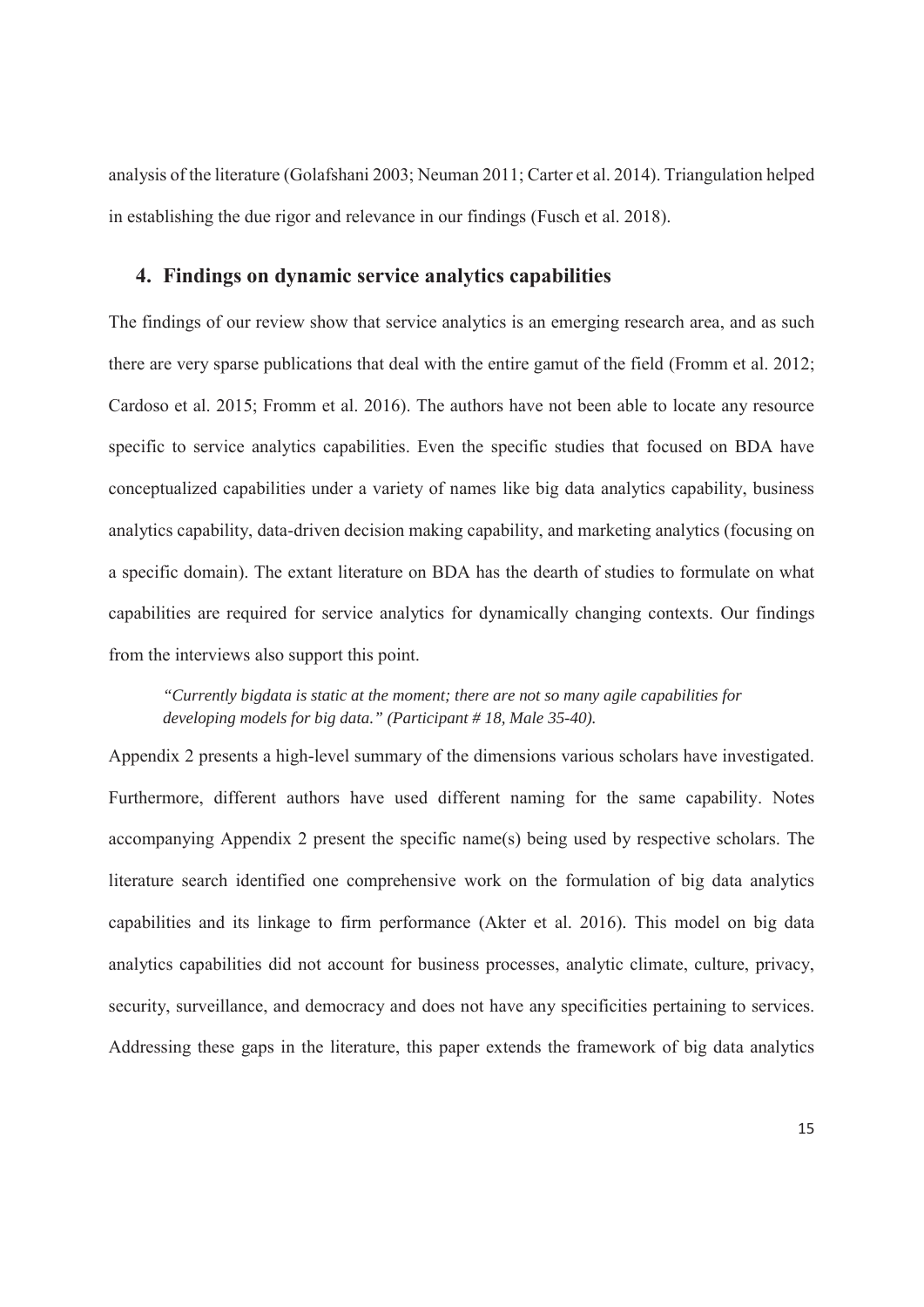analysis of the literature (Golafshani 2003; Neuman 2011; Carter et al. 2014). Triangulation helped in establishing the due rigor and relevance in our findings (Fusch et al. 2018).

## 4. Findings on dynamic service analytics capabilities

The findings of our review show that service analytics is an emerging research area, and as such there are very sparse publications that deal with the entire gamut of the field (Fromm et al. 2012; Cardoso et al. 2015; Fromm et al. 2016). The authors have not been able to locate any resource specific to service analytics capabilities. Even the specific studies that focused on BDA have conceptualized capabilities under a variety of names like big data analytics capability, business analytics capability, data-driven decision making capability, and marketing analytics (focusing on a specific domain). The extant literature on BDA has the dearth of studies to formulate on what capabilities are required for service analytics for dynamically changing contexts. Our findings from the interviews also support this point.

> *"Currently bigdata is static at the moment; there are not so many agile capabilities for developing models for big data." (Participant # 18, Male 35-40).*

Appendix 2 presents a high-level summary of the dimensions various scholars have investigated. Furthermore, different authors have used different naming for the same capability. Notes accompanying Appendix 2 present the specific name(s) being used by respective scholars. The literature search identified one comprehensive work on the formulation of big data analytics capabilities and its linkage to firm performance (Akter et al. 2016). This model on big data analytics capabilities did not account for business processes, analytic climate, culture, privacy, security, surveillance, and democracy and does not have any specificities pertaining to services. Addressing these gaps in the literature, this paper extends the framework of big data analytics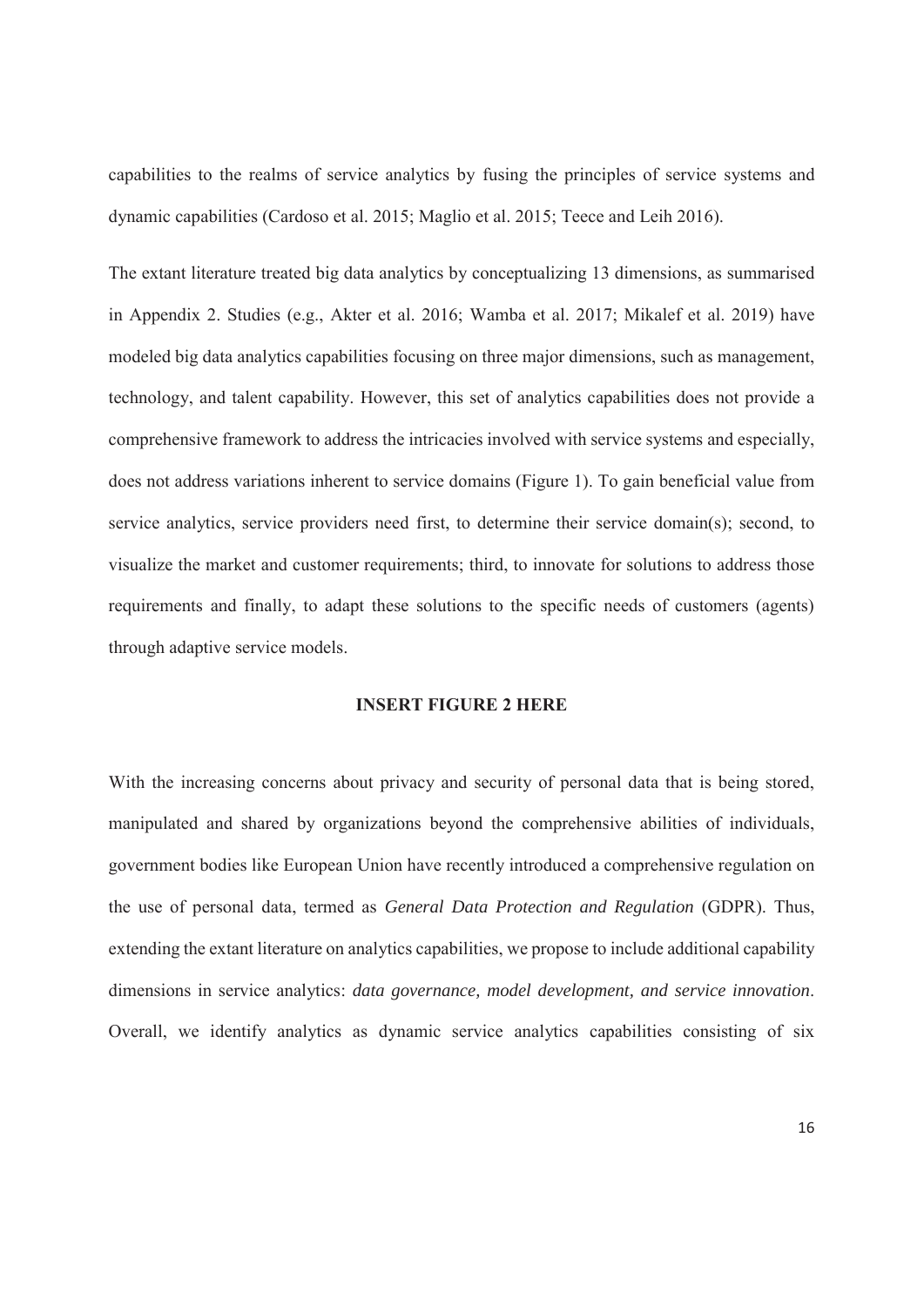capabilities to the realms of service analytics by fusing the principles of service systems and dynamic capabilities (Cardoso et al. 2015; Maglio et al. 2015; Teece and Leih 2016).

The extant literature treated big data analytics by conceptualizing 13 dimensions, as summarised in Appendix 2. Studies (e.g., Akter et al. 2016; Wamba et al. 2017; Mikalef et al. 2019) have modeled big data analytics capabilities focusing on three major dimensions, such as management, technology, and talent capability. However, this set of analytics capabilities does not provide a comprehensive framework to address the intricacies involved with service systems and especially, does not address variations inherent to service domains (Figure 1). To gain beneficial value from service analytics, service providers need first, to determine their service domain(s); second, to visualize the market and customer requirements; third, to innovate for solutions to address those requirements and finally, to adapt these solutions to the specific needs of customers (agents) through adaptive service models.

**INSERT FIGURE 2 HERE**

With the increasing concerns about privacy and security of personal data that is being stored, manipulated and shared by organizations beyond the comprehensive abilities of individuals, government bodies like European Union have recently introduced a comprehensive regulation on the use of personal data, termed as *General Data Protection and Regulation* (GDPR). Thus, extending the extant literature on analytics capabilities, we propose to include additional capability dimensions in service analytics: *data governance, model development, and service innovation*. Overall, we identify analytics as dynamic service analytics capabilities consisting of six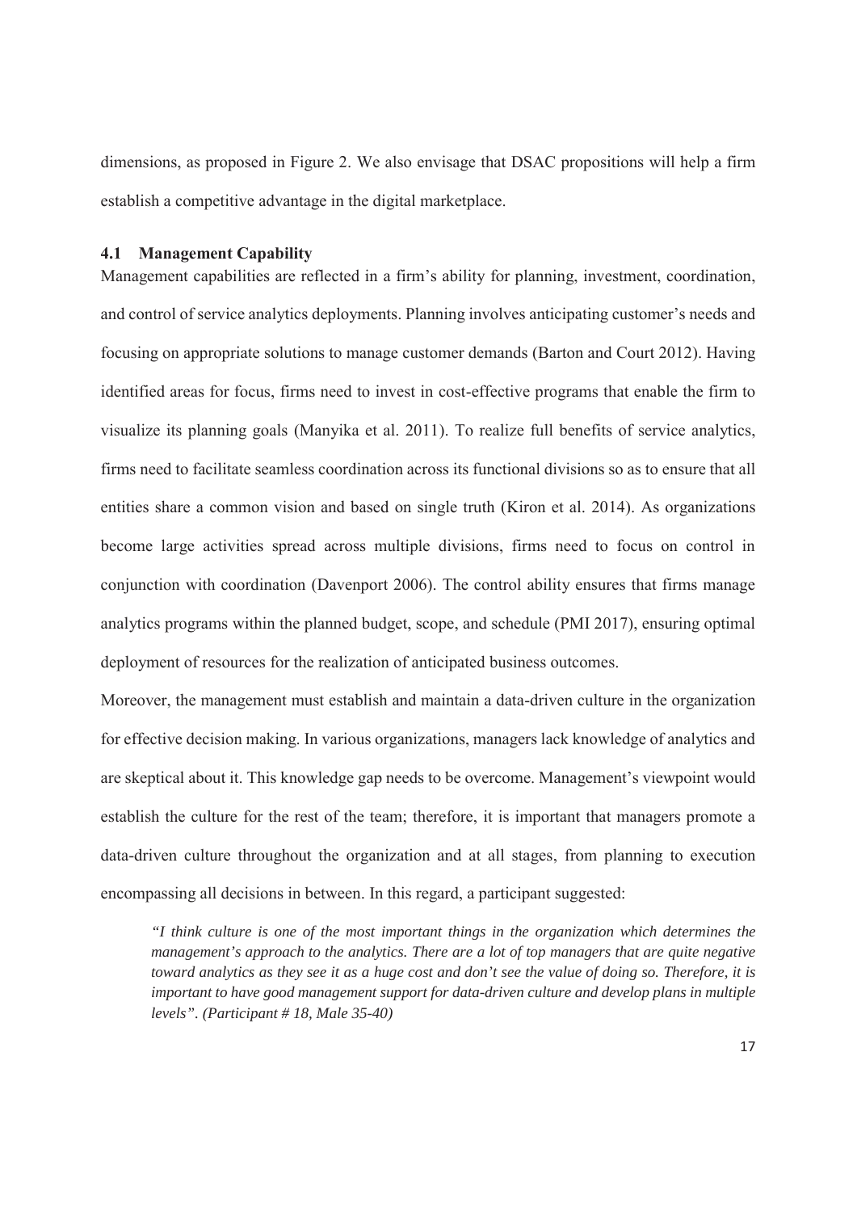dimensions, as proposed in Figure 2. We also envisage that DSAC propositions will help a firm establish a competitive advantage in the digital marketplace.

### 4.1 Management Capability

Management capabilities are reflected in a firm's ability for planning, investment, coordination, and control of service analytics deployments. Planning involves anticipating customer's needs and focusing on appropriate solutions to manage customer demands (Barton and Court 2012). Having identified areas for focus, firms need to invest in cost-effective programs that enable the firm to visualize its planning goals (Manyika et al. 2011). To realize full benefits of service analytics, firms need to facilitate seamless coordination across its functional divisions so as to ensure that all entities share a common vision and based on single truth (Kiron et al. 2014). As organizations become large activities spread across multiple divisions, firms need to focus on control in conjunction with coordination (Davenport 2006). The control ability ensures that firms manage analytics programs within the planned budget, scope, and schedule (PMI 2017), ensuring optimal deployment of resources for the realization of anticipated business outcomes.

Moreover, the management must establish and maintain a data-driven culture in the organization for effective decision making. In various organizations, managers lack knowledge of analytics and are skeptical about it. This knowledge gap needs to be overcome. Management's viewpoint would establish the culture for the rest of the team; therefore, it is important that managers promote a data-driven culture throughout the organization and at all stages, from planning to execution encompassing all decisions in between. In this regard, a participant suggested:

> *"I think culture is one of the most important things in the organization which determines the management's approach to the analytics. There are a lot of top managers that are quite negative toward analytics as they see it as a huge cost and don't see the value of doing so. Therefore, it is important to have good management support for data-driven culture and develop plans in multiple levels". (Participant # 18, Male 35-40)*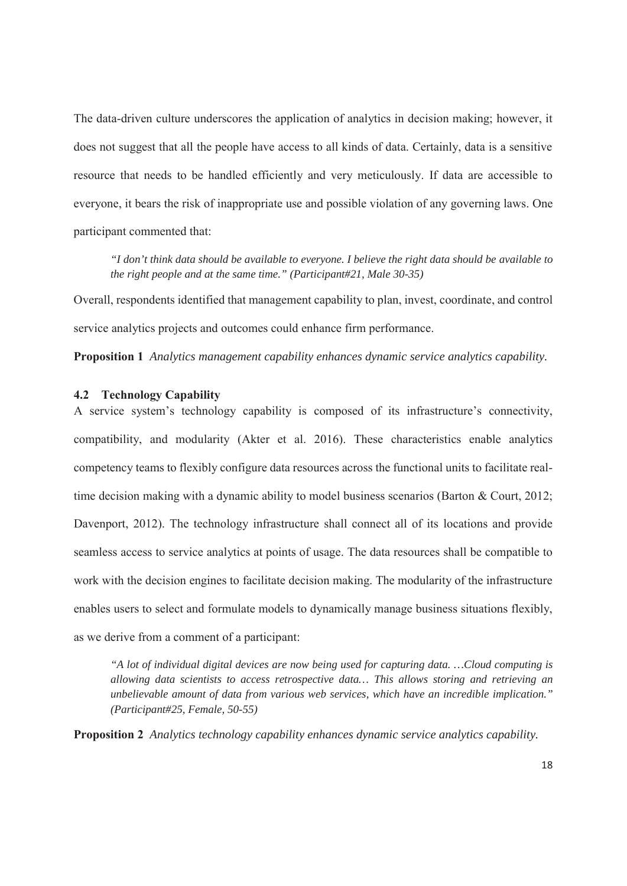The data-driven culture underscores the application of analytics in decision making; however, it does not suggest that all the people have access to all kinds of data. Certainly, data is a sensitive resource that needs to be handled efficiently and very meticulously. If data are accessible to everyone, it bears the risk of inappropriate use and possible violation of any governing laws. One participant commented that:

> *"I don't think data should be available to everyone. I believe the right data should be available to the right people and at the same time." (Participant#21, Male 30-35)*

Overall, respondents identified that management capability to plan, invest, coordinate, and control service analytics projects and outcomes could enhance firm performance.

**Proposition 1** *Analytics management capability enhances dynamic service analytics capability.*

### 4.2 Technology Capability

A service system's technology capability is composed of its infrastructure's connectivity, compatibility, and modularity (Akter et al. 2016). These characteristics enable analytics competency teams to flexibly configure data resources across the functional units to facilitate real-time decision making with a dynamic ability to model business scenarios (Barton & Court, 2012; Davenport, 2012). The technology infrastructure shall connect all of its locations and provide seamless access to service analytics at points of usage. The data resources shall be compatible to work with the decision engines to facilitate decision making. The modularity of the infrastructure enables users to select and formulate models to dynamically manage business situations flexibly, as we derive from a comment of a participant:

> *"A lot of individual digital devices are now being used for capturing data. …Cloud computing is allowing data scientists to access retrospective data… This allows storing and retrieving an unbelievable amount of data from various web services, which have an incredible implication." (Participant#25, Female, 50-55)*

**Proposition 2** *Analytics technology capability enhances dynamic service analytics capability.*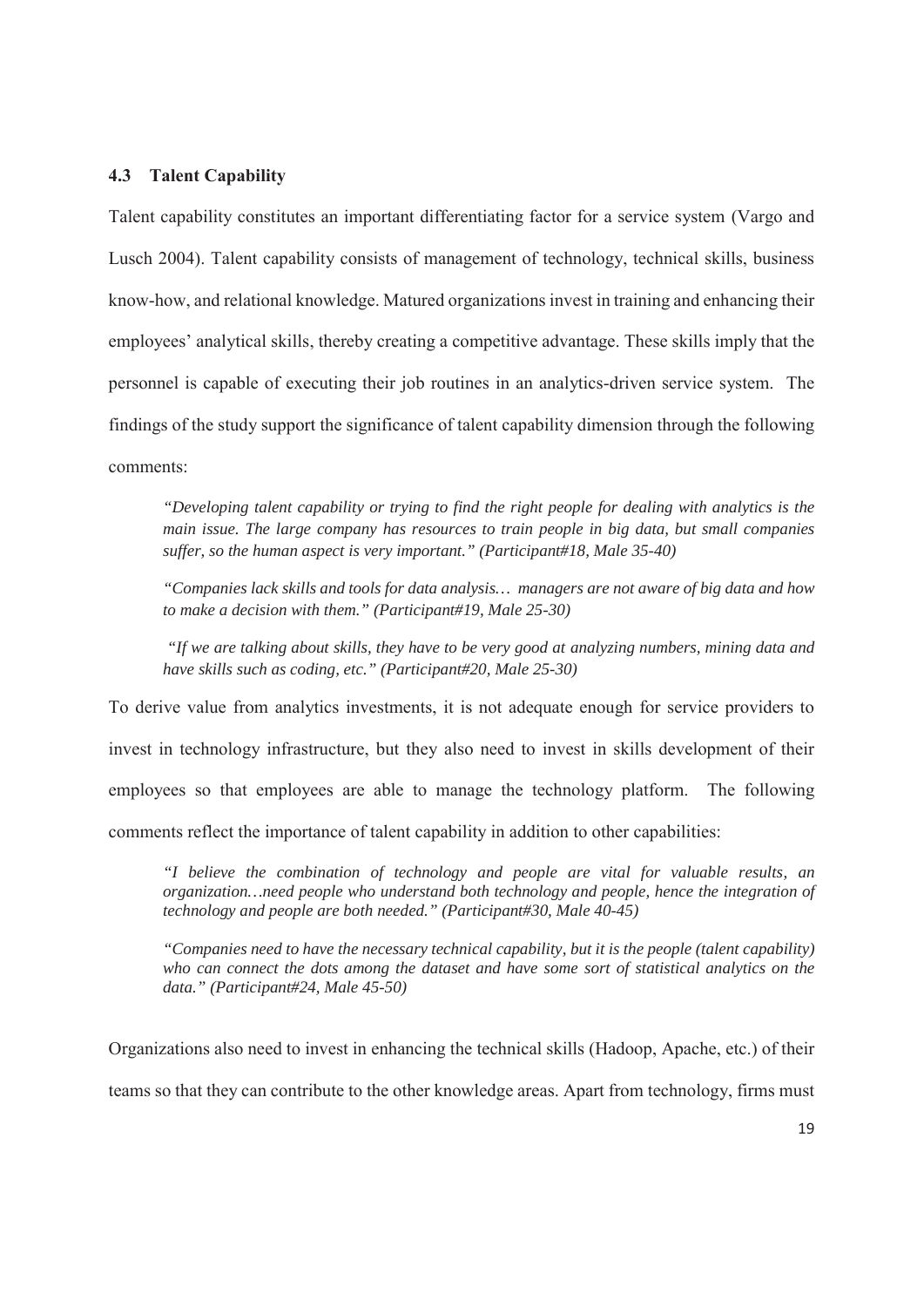### 4.3 Talent Capability

Talent capability constitutes an important differentiating factor for a service system (Vargo and Lusch 2004). Talent capability consists of management of technology, technical skills, business know-how, and relational knowledge. Matured organizations invest in training and enhancing their employees' analytical skills, thereby creating a competitive advantage. These skills imply that the personnel is capable of executing their job routines in an analytics-driven service system. The findings of the study support the significance of talent capability dimension through the following comments:

> *"Developing talent capability or trying to find the right people for dealing with analytics is the main issue. The large company has resources to train people in big data, but small companies suffer, so the human aspect is very important." (Participant#18, Male 35-40)*

> *"Companies lack skills and tools for data analysis… managers are not aware of big data and how to make a decision with them." (Participant#19, Male 25-30)*

> *"If we are talking about skills, they have to be very good at analyzing numbers, mining data and have skills such as coding, etc." (Participant#20, Male 25-30)*

To derive value from analytics investments, it is not adequate enough for service providers to invest in technology infrastructure, but they also need to invest in skills development of their employees so that employees are able to manage the technology platform. The following comments reflect the importance of talent capability in addition to other capabilities:

> *"I believe the combination of technology and people are vital for valuable results, an organization…need people who understand both technology and people, hence the integration of technology and people are both needed." (Participant#30, Male 40-45)*

> *"Companies need to have the necessary technical capability, but it is the people (talent capability) who can connect the dots among the dataset and have some sort of statistical analytics on the data." (Participant#24, Male 45-50)*

Organizations also need to invest in enhancing the technical skills (Hadoop, Apache, etc.) of their teams so that they can contribute to the other knowledge areas. Apart from technology, firms must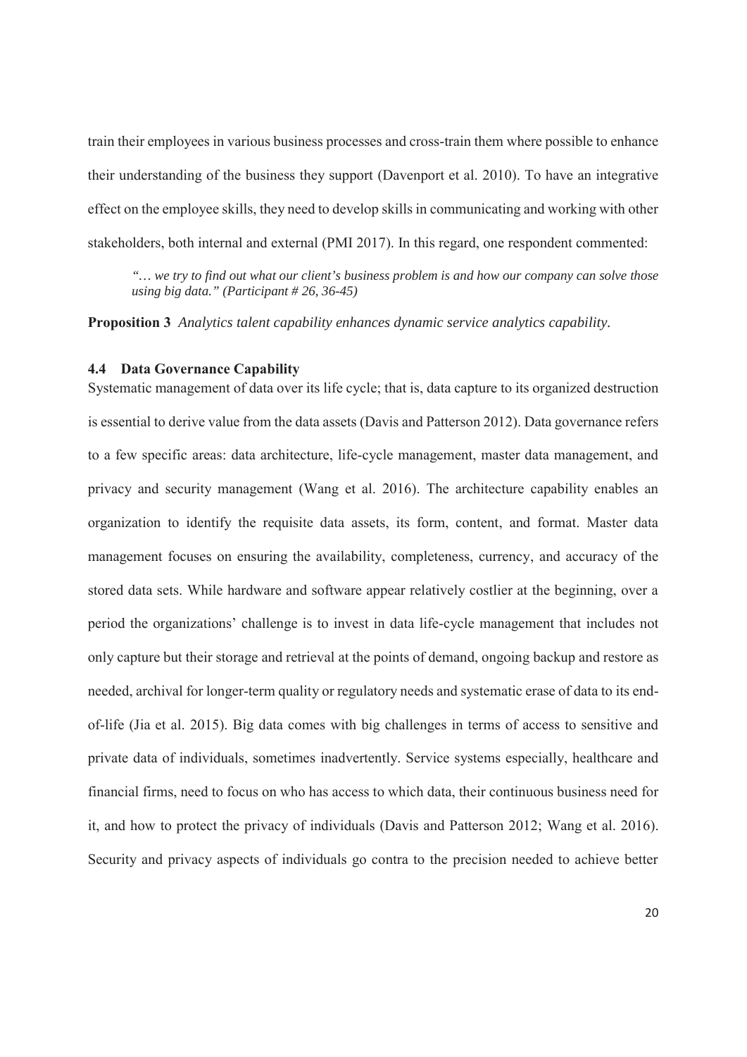train their employees in various business processes and cross-train them where possible to enhance their understanding of the business they support (Davenport et al. 2010). To have an integrative effect on the employee skills, they need to develop skills in communicating and working with other stakeholders, both internal and external (PMI 2017). In this regard, one respondent commented:

> *"… we try to find out what our client's business problem is and how our company can solve those using big data." (Participant # 26, 36-45)*

**Proposition 3** *Analytics talent capability enhances dynamic service analytics capability.*

### 4.4 Data Governance Capability

Systematic management of data over its life cycle; that is, data capture to its organized destruction is essential to derive value from the data assets (Davis and Patterson 2012). Data governance refers to a few specific areas: data architecture, life-cycle management, master data management, and privacy and security management (Wang et al. 2016). The architecture capability enables an organization to identify the requisite data assets, its form, content, and format. Master data management focuses on ensuring the availability, completeness, currency, and accuracy of the stored data sets. While hardware and software appear relatively costlier at the beginning, over a period the organizations' challenge is to invest in data life-cycle management that includes not only capture but their storage and retrieval at the points of demand, ongoing backup and restore as needed, archival for longer-term quality or regulatory needs and systematic erase of data to its end-of-life (Jia et al. 2015). Big data comes with big challenges in terms of access to sensitive and private data of individuals, sometimes inadvertently. Service systems especially, healthcare and financial firms, need to focus on who has access to which data, their continuous business need for it, and how to protect the privacy of individuals (Davis and Patterson 2012; Wang et al. 2016). Security and privacy aspects of individuals go contra to the precision needed to achieve better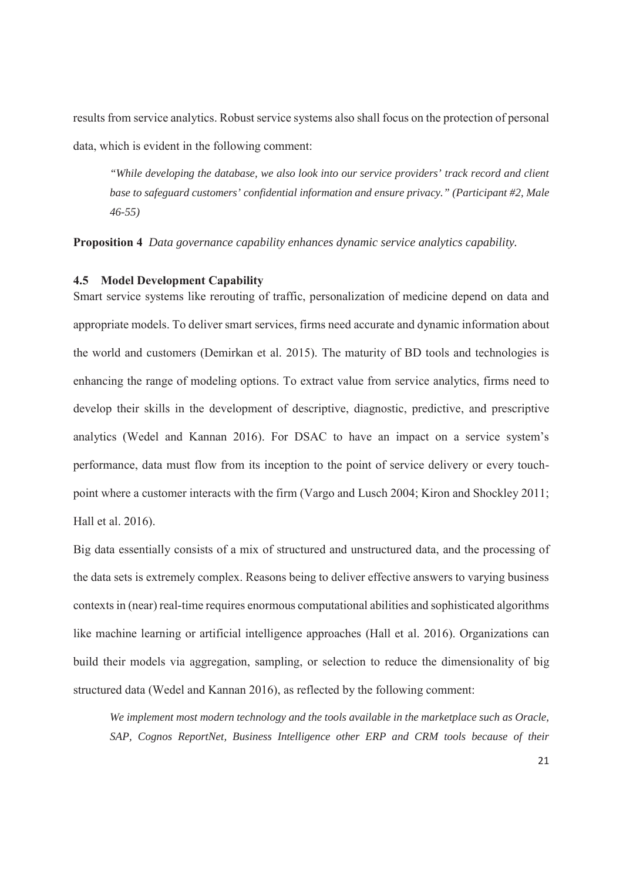results from service analytics. Robust service systems also shall focus on the protection of personal data, which is evident in the following comment:

> *"While developing the database, we also look into our service providers' track record and client base to safeguard customers' confidential information and ensure privacy." (Participant #2, Male 46-55)*

**Proposition 4** *Data governance capability enhances dynamic service analytics capability.*

### 4.5 Model Development Capability

Smart service systems like rerouting of traffic, personalization of medicine depend on data and appropriate models. To deliver smart services, firms need accurate and dynamic information about the world and customers (Demirkan et al. 2015). The maturity of BD tools and technologies is enhancing the range of modeling options. To extract value from service analytics, firms need to develop their skills in the development of descriptive, diagnostic, predictive, and prescriptive analytics (Wedel and Kannan 2016). For DSAC to have an impact on a service system's performance, data must flow from its inception to the point of service delivery or every touch-point where a customer interacts with the firm (Vargo and Lusch 2004; Kiron and Shockley 2011; Hall et al. 2016).

Big data essentially consists of a mix of structured and unstructured data, and the processing of the data sets is extremely complex. Reasons being to deliver effective answers to varying business contexts in (near) real-time requires enormous computational abilities and sophisticated algorithms like machine learning or artificial intelligence approaches (Hall et al. 2016). Organizations can build their models via aggregation, sampling, or selection to reduce the dimensionality of big structured data (Wedel and Kannan 2016), as reflected by the following comment:

> *We implement most modern technology and the tools available in the marketplace such as Oracle, SAP, Cognos ReportNet, Business Intelligence other ERP and CRM tools because of their*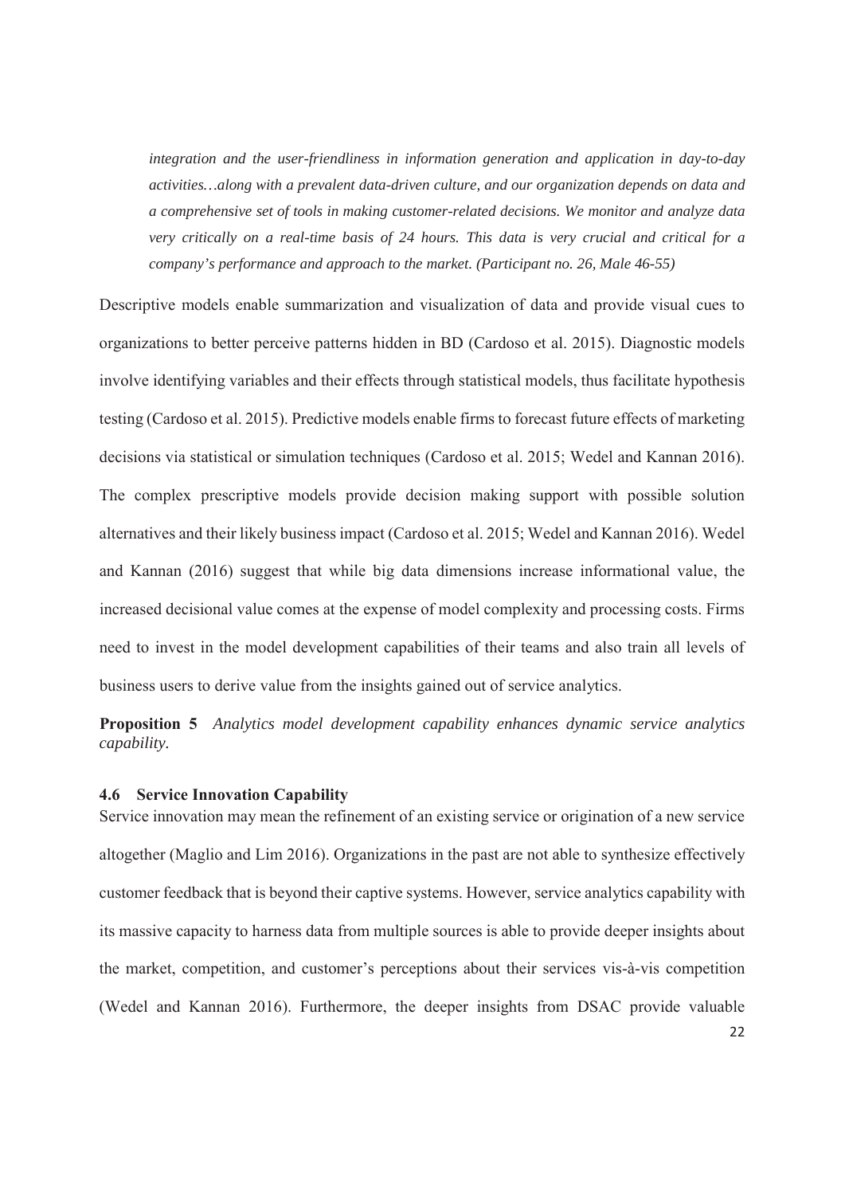*integration and the user-friendliness in information generation and application in day-to-day activities…along with a prevalent data-driven culture, and our organization depends on data and a comprehensive set of tools in making customer-related decisions. We monitor and analyze data very critically on a real-time basis of 24 hours. This data is very crucial and critical for a company's performance and approach to the market. (Participant no. 26, Male 46-55)*

Descriptive models enable summarization and visualization of data and provide visual cues to organizations to better perceive patterns hidden in BD (Cardoso et al. 2015). Diagnostic models involve identifying variables and their effects through statistical models, thus facilitate hypothesis testing (Cardoso et al. 2015). Predictive models enable firms to forecast future effects of marketing decisions via statistical or simulation techniques (Cardoso et al. 2015; Wedel and Kannan 2016). The complex prescriptive models provide decision making support with possible solution alternatives and their likely business impact (Cardoso et al. 2015; Wedel and Kannan 2016). Wedel and Kannan (2016) suggest that while big data dimensions increase informational value, the increased decisional value comes at the expense of model complexity and processing costs. Firms need to invest in the model development capabilities of their teams and also train all levels of business users to derive value from the insights gained out of service analytics.

**Proposition 5** *Analytics model development capability enhances dynamic service analytics capability.*

### 4.6 Service Innovation Capability

Service innovation may mean the refinement of an existing service or origination of a new service altogether (Maglio and Lim 2016). Organizations in the past are not able to synthesize effectively customer feedback that is beyond their captive systems. However, service analytics capability with its massive capacity to harness data from multiple sources is able to provide deeper insights about the market, competition, and customer's perceptions about their services vis-à-vis competition (Wedel and Kannan 2016). Furthermore, the deeper insights from DSAC provide valuable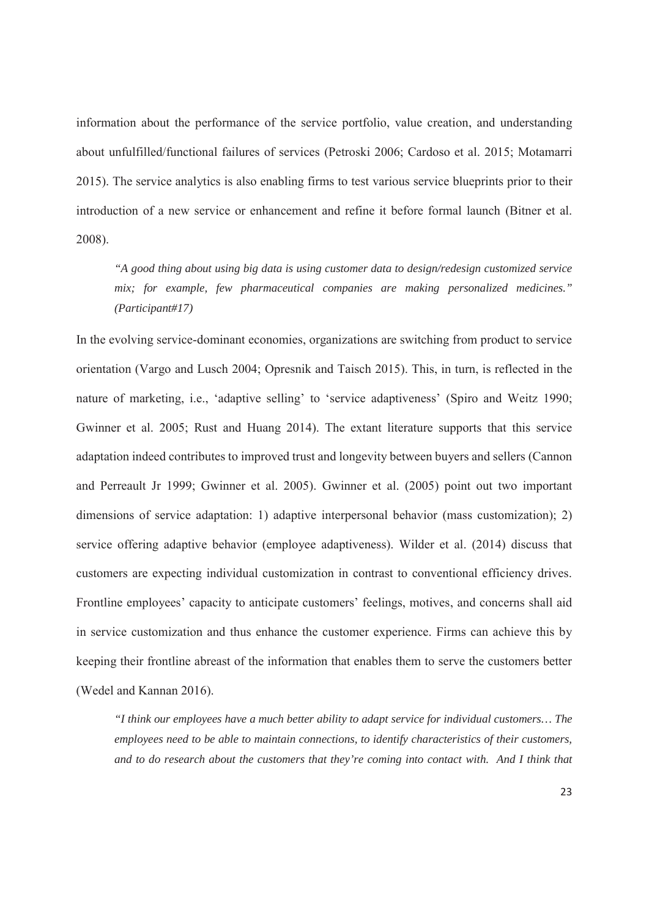information about the performance of the service portfolio, value creation, and understanding about unfulfilled/functional failures of services (Petroski 2006; Cardoso et al. 2015; Motamarri 2015). The service analytics is also enabling firms to test various service blueprints prior to their introduction of a new service or enhancement and refine it before formal launch (Bitner et al. 2008).

> *"A good thing about using big data is using customer data to design/redesign customized service mix; for example, few pharmaceutical companies are making personalized medicines." (Participant#17)*

In the evolving service-dominant economies, organizations are switching from product to service orientation (Vargo and Lusch 2004; Opresnik and Taisch 2015). This, in turn, is reflected in the nature of marketing, i.e., 'adaptive selling' to 'service adaptiveness' (Spiro and Weitz 1990; Gwinner et al. 2005; Rust and Huang 2014). The extant literature supports that this service adaptation indeed contributes to improved trust and longevity between buyers and sellers (Cannon and Perreault Jr 1999; Gwinner et al. 2005). Gwinner et al. (2005) point out two important dimensions of service adaptation: 1) adaptive interpersonal behavior (mass customization); 2) service offering adaptive behavior (employee adaptiveness). Wilder et al. (2014) discuss that customers are expecting individual customization in contrast to conventional efficiency drives. Frontline employees' capacity to anticipate customers' feelings, motives, and concerns shall aid in service customization and thus enhance the customer experience. Firms can achieve this by keeping their frontline abreast of the information that enables them to serve the customers better (Wedel and Kannan 2016).

> *"I think our employees have a much better ability to adapt service for individual customers… The employees need to be able to maintain connections, to identify characteristics of their customers, and to do research about the customers that they're coming into contact with. And I think that*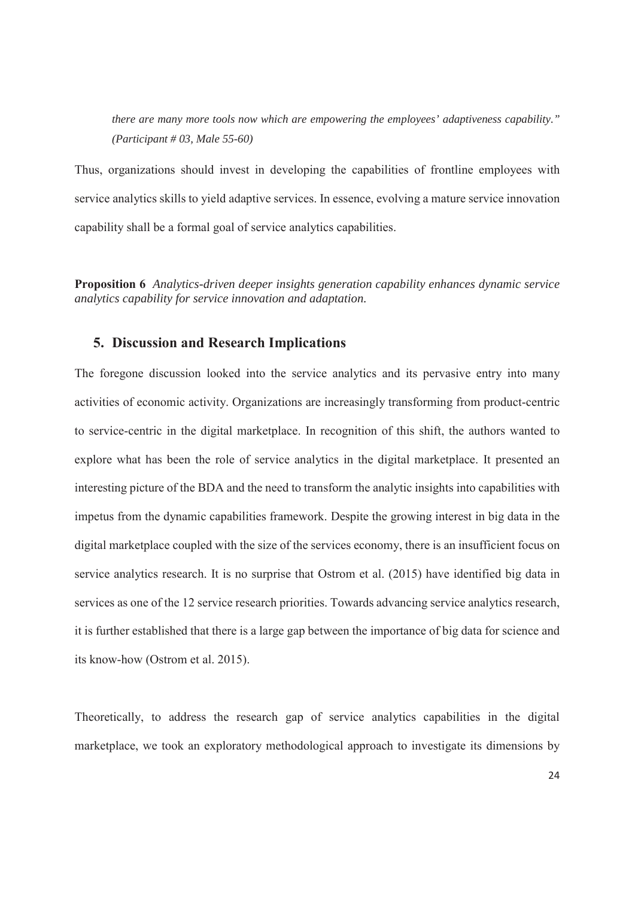*there are many more tools now which are empowering the employees' adaptiveness capability." (Participant # 03, Male 55-60)*

Thus, organizations should invest in developing the capabilities of frontline employees with service analytics skills to yield adaptive services. In essence, evolving a mature service innovation capability shall be a formal goal of service analytics capabilities.

**Proposition 6** *Analytics-driven deeper insights generation capability enhances dynamic service analytics capability for service innovation and adaptation.*

## 5. Discussion and Research Implications

The foregone discussion looked into the service analytics and its pervasive entry into many activities of economic activity. Organizations are increasingly transforming from product-centric to service-centric in the digital marketplace. In recognition of this shift, the authors wanted to explore what has been the role of service analytics in the digital marketplace. It presented an interesting picture of the BDA and the need to transform the analytic insights into capabilities with impetus from the dynamic capabilities framework. Despite the growing interest in big data in the digital marketplace coupled with the size of the services economy, there is an insufficient focus on service analytics research. It is no surprise that Ostrom et al. (2015) have identified big data in services as one of the 12 service research priorities. Towards advancing service analytics research, it is further established that there is a large gap between the importance of big data for science and its know-how (Ostrom et al. 2015).

Theoretically, to address the research gap of service analytics capabilities in the digital marketplace, we took an exploratory methodological approach to investigate its dimensions by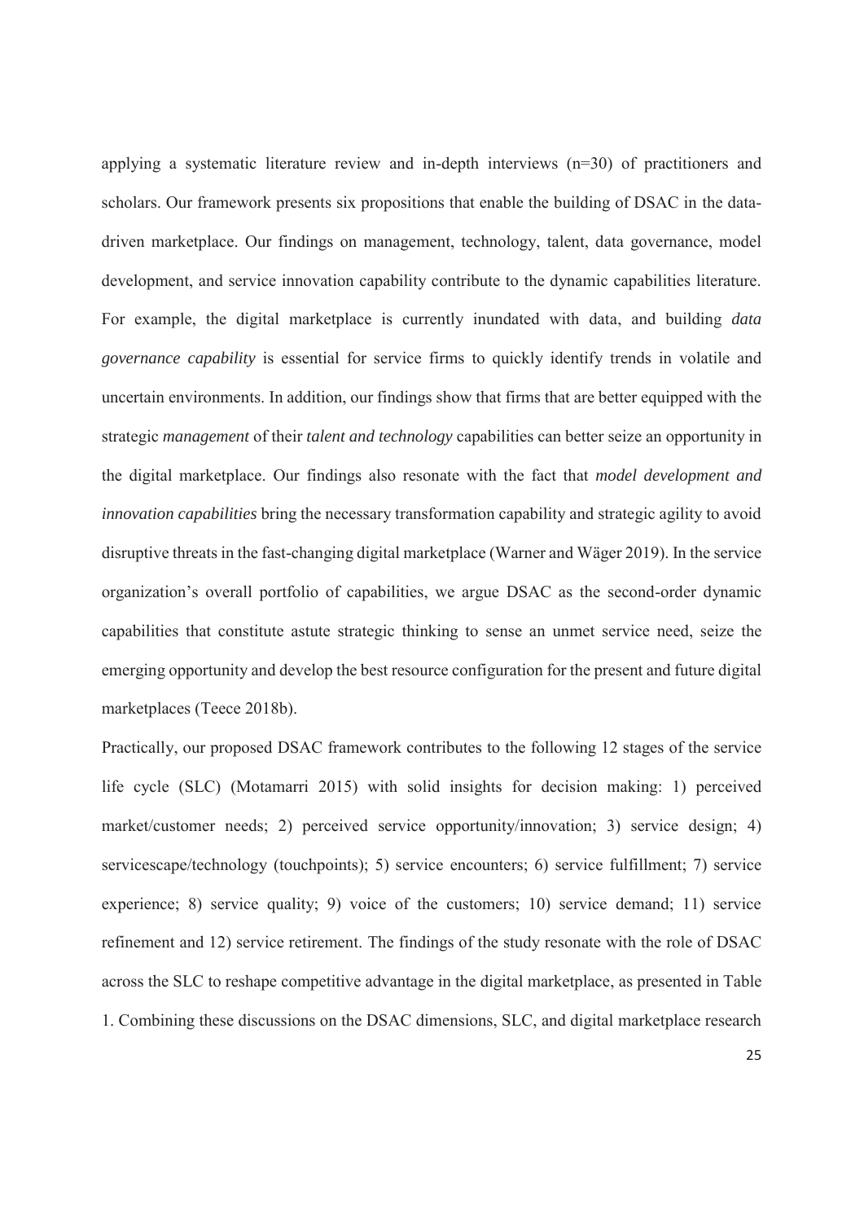applying a systematic literature review and in-depth interviews (n=30) of practitioners and scholars. Our framework presents six propositions that enable the building of DSAC in the data-driven marketplace. Our findings on management, technology, talent, data governance, model development, and service innovation capability contribute to the dynamic capabilities literature. For example, the digital marketplace is currently inundated with data, and building *data governance capability* is essential for service firms to quickly identify trends in volatile and uncertain environments. In addition, our findings show that firms that are better equipped with the strategic *management* of their *talent and technology* capabilities can better seize an opportunity in the digital marketplace. Our findings also resonate with the fact that *model development and innovation capabilities* bring the necessary transformation capability and strategic agility to avoid disruptive threats in the fast-changing digital marketplace (Warner and Wäger 2019). In the service organization's overall portfolio of capabilities, we argue DSAC as the second-order dynamic capabilities that constitute astute strategic thinking to sense an unmet service need, seize the emerging opportunity and develop the best resource configuration for the present and future digital marketplaces (Teece 2018b).

Practically, our proposed DSAC framework contributes to the following 12 stages of the service life cycle (SLC) (Motamarri 2015) with solid insights for decision making: 1) perceived market/customer needs; 2) perceived service opportunity/innovation; 3) service design; 4) servicescape/technology (touchpoints); 5) service encounters; 6) service fulfillment; 7) service experience; 8) service quality; 9) voice of the customers; 10) service demand; 11) service refinement and 12) service retirement. The findings of the study resonate with the role of DSAC across the SLC to reshape competitive advantage in the digital marketplace, as presented in Table 1. Combining these discussions on the DSAC dimensions, SLC, and digital marketplace research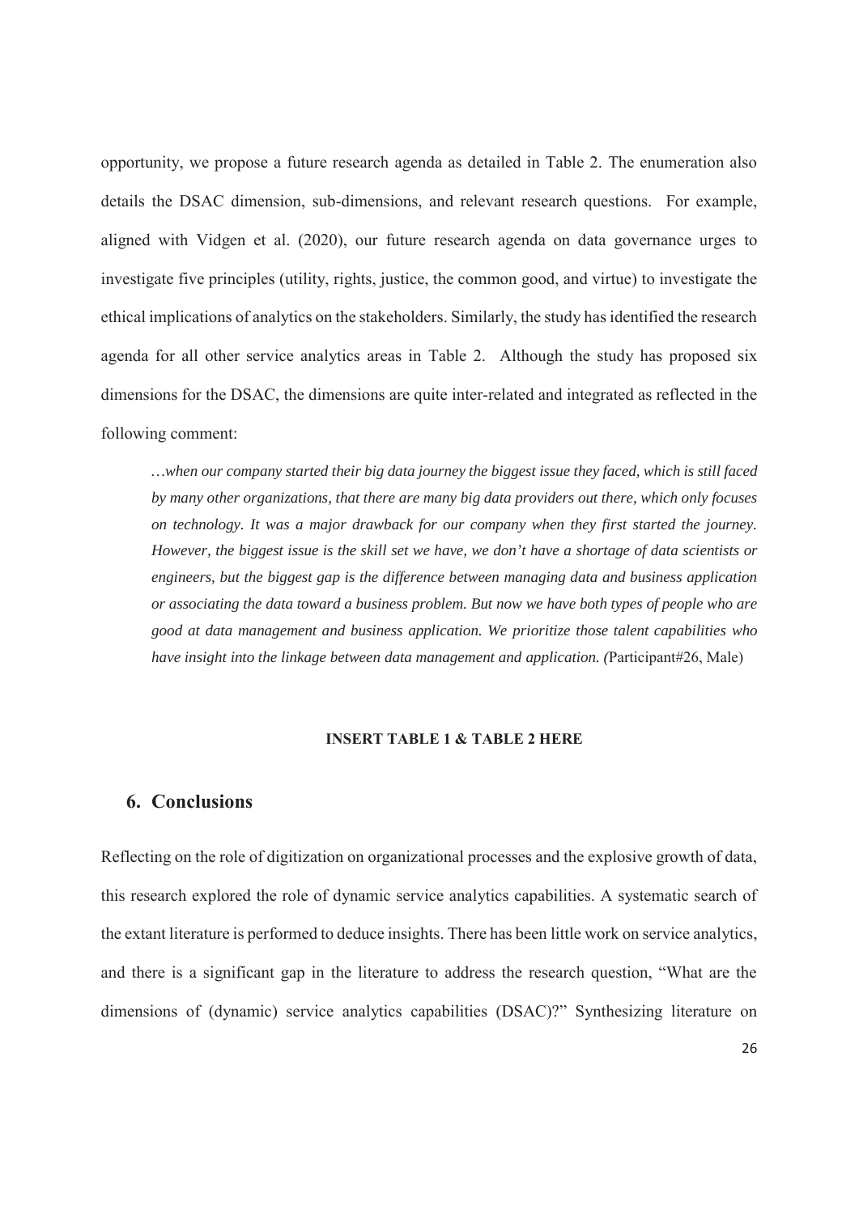opportunity, we propose a future research agenda as detailed in Table 2. The enumeration also details the DSAC dimension, sub-dimensions, and relevant research questions. For example, aligned with Vidgen et al. (2020), our future research agenda on data governance urges to investigate five principles (utility, rights, justice, the common good, and virtue) to investigate the ethical implications of analytics on the stakeholders. Similarly, the study has identified the research agenda for all other service analytics areas in Table 2. Although the study has proposed six dimensions for the DSAC, the dimensions are quite inter-related and integrated as reflected in the following comment:

> *…when our company started their big data journey the biggest issue they faced, which is still faced by many other organizations, that there are many big data providers out there, which only focuses on technology. It was a major drawback for our company when they first started the journey. However, the biggest issue is the skill set we have, we don't have a shortage of data scientists or engineers, but the biggest gap is the difference between managing data and business application or associating the data toward a business problem. But now we have both types of people who are good at data management and business application. We prioritize those talent capabilities who have insight into the linkage between data management and application. (*Participant#26, Male)

**INSERT TABLE 1 & TABLE 2 HERE**

## 6. Conclusions

Reflecting on the role of digitization on organizational processes and the explosive growth of data, this research explored the role of dynamic service analytics capabilities. A systematic search of the extant literature is performed to deduce insights. There has been little work on service analytics, and there is a significant gap in the literature to address the research question, "What are the dimensions of (dynamic) service analytics capabilities (DSAC)?" Synthesizing literature on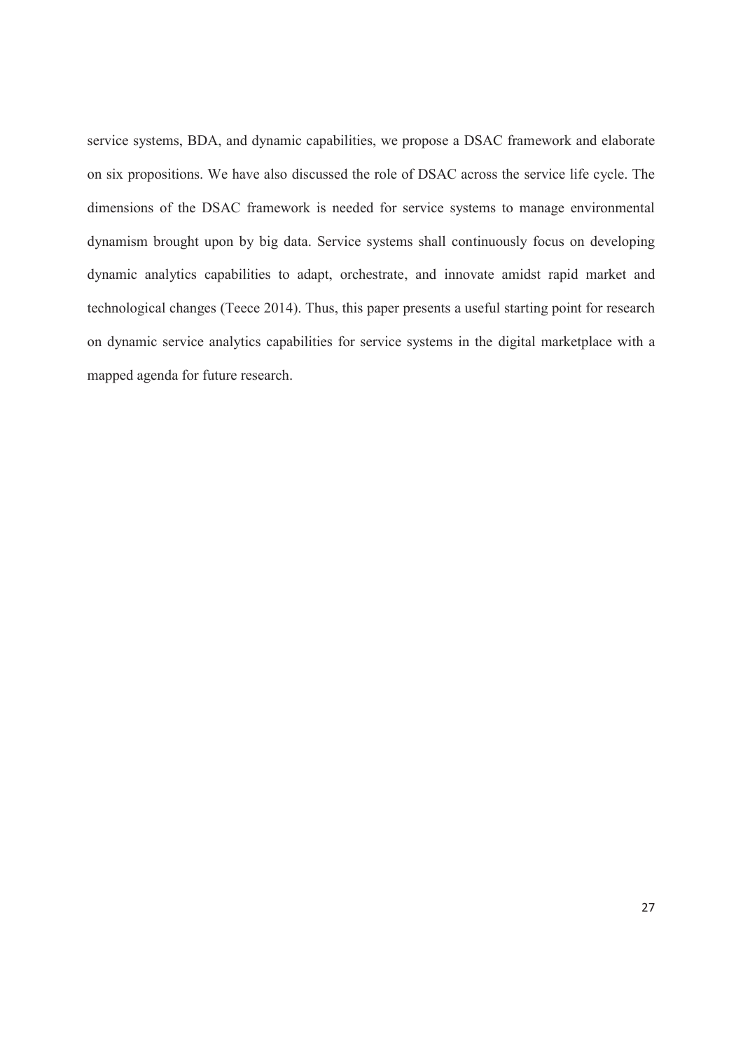service systems, BDA, and dynamic capabilities, we propose a DSAC framework and elaborate on six propositions. We have also discussed the role of DSAC across the service life cycle. The dimensions of the DSAC framework is needed for service systems to manage environmental dynamism brought upon by big data. Service systems shall continuously focus on developing dynamic analytics capabilities to adapt, orchestrate, and innovate amidst rapid market and technological changes (Teece 2014). Thus, this paper presents a useful starting point for research on dynamic service analytics capabilities for service systems in the digital marketplace with a mapped agenda for future research.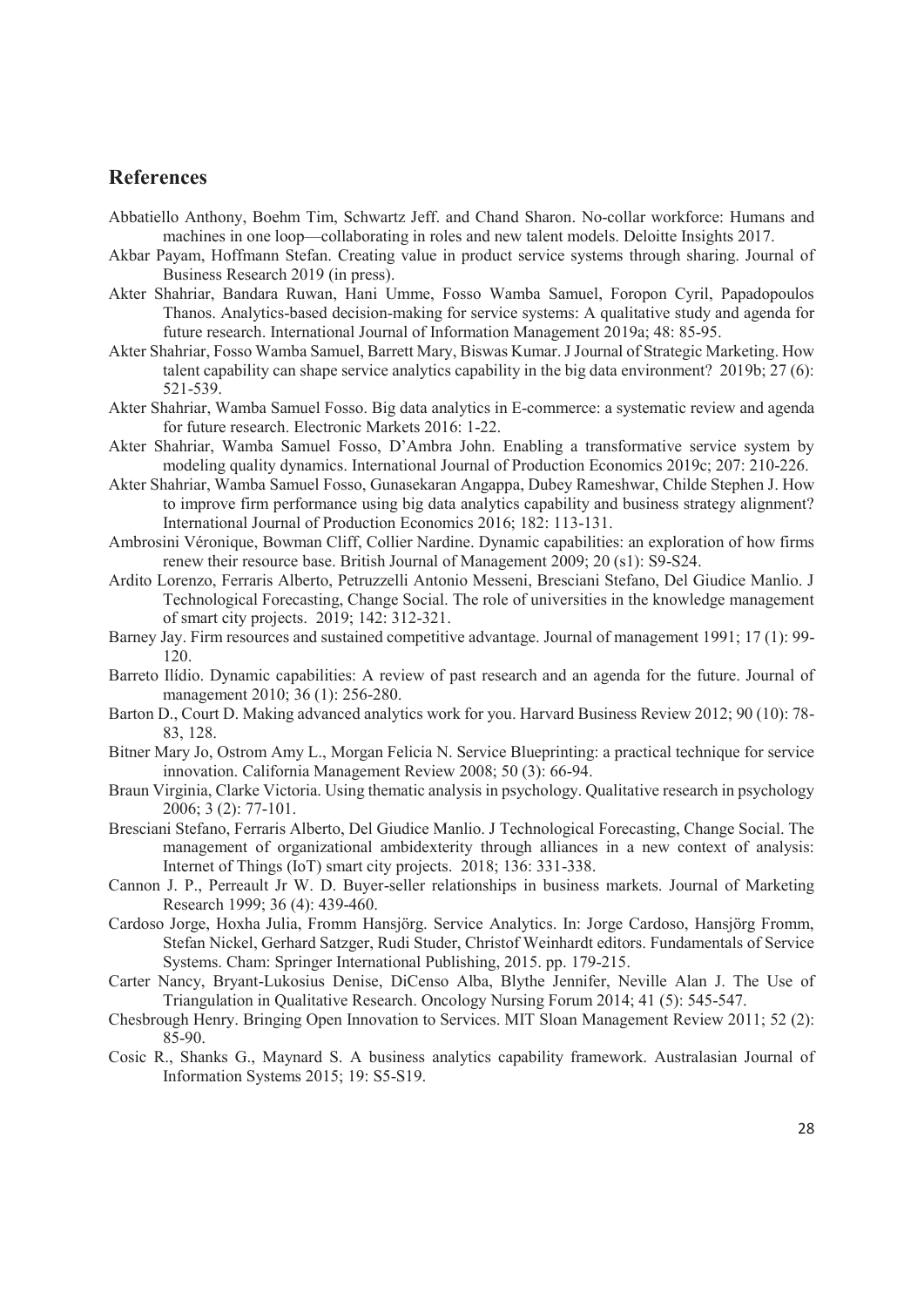## References

Abbatiello Anthony, Boehm Tim, Schwartz Jeff. and Chand Sharon. No-collar workforce: Humans and machines in one loop—collaborating in roles and new talent models. Deloitte Insights 2017.

Akbar Payam, Hoffmann Stefan. Creating value in product service systems through sharing. Journal of Business Research 2019 (in press).

Akter Shahriar, Bandara Ruwan, Hani Umme, Fosso Wamba Samuel, Foropon Cyril, Papadopoulos Thanos. Analytics-based decision-making for service systems: A qualitative study and agenda for future research. International Journal of Information Management 2019a; 48: 85-95.

Akter Shahriar, Fosso Wamba Samuel, Barrett Mary, Biswas Kumar. J Journal of Strategic Marketing. How talent capability can shape service analytics capability in the big data environment? 2019b; 27 (6): 521-539.

Akter Shahriar, Wamba Samuel Fosso. Big data analytics in E-commerce: a systematic review and agenda for future research. Electronic Markets 2016: 1-22.

Akter Shahriar, Wamba Samuel Fosso, D'Ambra John. Enabling a transformative service system by modeling quality dynamics. International Journal of Production Economics 2019c; 207: 210-226.

Akter Shahriar, Wamba Samuel Fosso, Gunasekaran Angappa, Dubey Rameshwar, Childe Stephen J. How to improve firm performance using big data analytics capability and business strategy alignment? International Journal of Production Economics 2016; 182: 113-131.

Ambrosini Véronique, Bowman Cliff, Collier Nardine. Dynamic capabilities: an exploration of how firms renew their resource base. British Journal of Management 2009; 20 (s1): S9-S24.

Ardito Lorenzo, Ferraris Alberto, Petruzzelli Antonio Messeni, Bresciani Stefano, Del Giudice Manlio. J Technological Forecasting, Change Social. The role of universities in the knowledge management of smart city projects. 2019; 142: 312-321.

Barney Jay. Firm resources and sustained competitive advantage. Journal of management 1991; 17 (1): 99-120.

Barreto Ilídio. Dynamic capabilities: A review of past research and an agenda for the future. Journal of management 2010; 36 (1): 256-280.

Barton D., Court D. Making advanced analytics work for you. Harvard Business Review 2012; 90 (10): 78-83, 128.

Bitner Mary Jo, Ostrom Amy L., Morgan Felicia N. Service Blueprinting: a practical technique for service innovation. California Management Review 2008; 50 (3): 66-94.

Braun Virginia, Clarke Victoria. Using thematic analysis in psychology. Qualitative research in psychology 2006; 3 (2): 77-101.

Bresciani Stefano, Ferraris Alberto, Del Giudice Manlio. J Technological Forecasting, Change Social. The management of organizational ambidexterity through alliances in a new context of analysis: Internet of Things (IoT) smart city projects. 2018; 136: 331-338.

Cannon J. P., Perreault Jr W. D. Buyer-seller relationships in business markets. Journal of Marketing Research 1999; 36 (4): 439-460.

Cardoso Jorge, Hoxha Julia, Fromm Hansjörg. Service Analytics. In: Jorge Cardoso, Hansjörg Fromm, Stefan Nickel, Gerhard Satzger, Rudi Studer, Christof Weinhardt editors. Fundamentals of Service Systems. Cham: Springer International Publishing, 2015. pp. 179-215.

Carter Nancy, Bryant-Lukosius Denise, DiCenso Alba, Blythe Jennifer, Neville Alan J. The Use of Triangulation in Qualitative Research. Oncology Nursing Forum 2014; 41 (5): 545-547.

Chesbrough Henry. Bringing Open Innovation to Services. MIT Sloan Management Review 2011; 52 (2): 85-90.

Cosic R., Shanks G., Maynard S. A business analytics capability framework. Australasian Journal of Information Systems 2015; 19: S5-S19.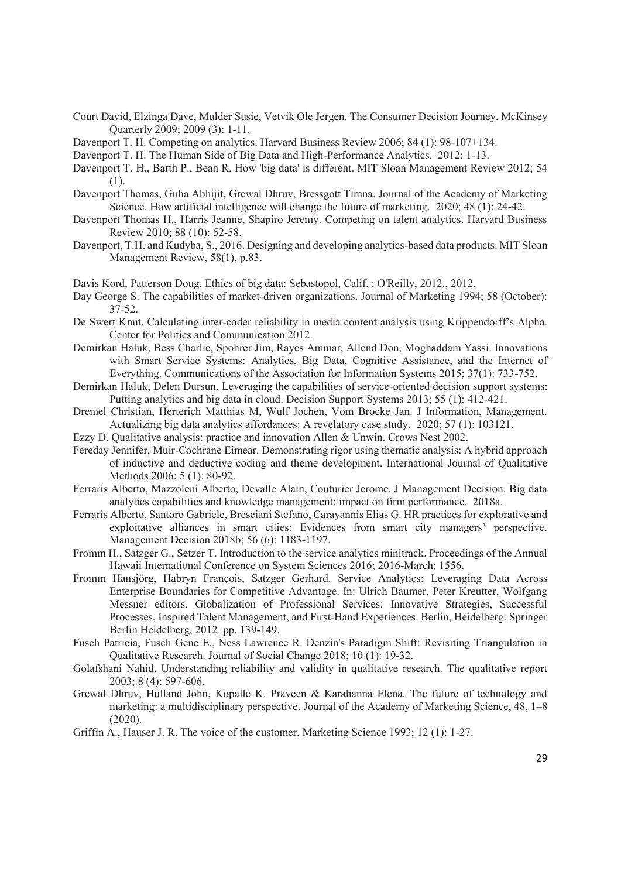Court David, Elzinga Dave, Mulder Susie, Vetvik Ole Jergen. The Consumer Decision Journey. McKinsey Quarterly 2009; 2009 (3): 1-11.

Davenport T. H. Competing on analytics. Harvard Business Review 2006; 84 (1): 98-107+134.

Davenport T. H. The Human Side of Big Data and High-Performance Analytics. 2012: 1-13.

Davenport T. H., Barth P., Bean R. How 'big data' is different. MIT Sloan Management Review 2012; 54 (1).

Davenport Thomas, Guha Abhijit, Grewal Dhruv, Bressgott Timna. Journal of the Academy of Marketing Science. How artificial intelligence will change the future of marketing. 2020; 48 (1): 24-42.

Davenport Thomas H., Harris Jeanne, Shapiro Jeremy. Competing on talent analytics. Harvard Business Review 2010; 88 (10): 52-58.

Davenport, T.H. and Kudyba, S., 2016. Designing and developing analytics-based data products. MIT Sloan Management Review, 58(1), p.83.

Davis Kord, Patterson Doug. Ethics of big data: Sebastopol, Calif. : O'Reilly, 2012., 2012.

Day George S. The capabilities of market-driven organizations. Journal of Marketing 1994; 58 (October): 37-52.

De Swert Knut. Calculating inter-coder reliability in media content analysis using Krippendorff's Alpha. Center for Politics and Communication 2012.

Demirkan Haluk, Bess Charlie, Spohrer Jim, Rayes Ammar, Allend Don, Moghaddam Yassi. Innovations with Smart Service Systems: Analytics, Big Data, Cognitive Assistance, and the Internet of Everything. Communications of the Association for Information Systems 2015; 37(1): 733-752.

Demirkan Haluk, Delen Dursun. Leveraging the capabilities of service-oriented decision support systems: Putting analytics and big data in cloud. Decision Support Systems 2013; 55 (1): 412-421.

Dremel Christian, Herterich Matthias M, Wulf Jochen, Vom Brocke Jan. J Information, Management. Actualizing big data analytics affordances: A revelatory case study. 2020; 57 (1): 103121.

Ezzy D. Qualitative analysis: practice and innovation Allen & Unwin. Crows Nest 2002.

Fereday Jennifer, Muir-Cochrane Eimear. Demonstrating rigor using thematic analysis: A hybrid approach of inductive and deductive coding and theme development. International Journal of Qualitative Methods 2006; 5 (1): 80-92.

Ferraris Alberto, Mazzoleni Alberto, Devalle Alain, Couturier Jerome. J Management Decision. Big data analytics capabilities and knowledge management: impact on firm performance. 2018a.

Ferraris Alberto, Santoro Gabriele, Bresciani Stefano, Carayannis Elias G. HR practices for explorative and exploitative alliances in smart cities: Evidences from smart city managers' perspective. Management Decision 2018b; 56 (6): 1183-1197.

Fromm H., Satzger G., Setzer T. Introduction to the service analytics minitrack. Proceedings of the Annual Hawaii International Conference on System Sciences 2016; 2016-March: 1556.

Fromm Hansjörg, Habryn François, Satzger Gerhard. Service Analytics: Leveraging Data Across Enterprise Boundaries for Competitive Advantage. In: Ulrich Bäumer, Peter Kreutter, Wolfgang Messner editors. Globalization of Professional Services: Innovative Strategies, Successful Processes, Inspired Talent Management, and First-Hand Experiences. Berlin, Heidelberg: Springer Berlin Heidelberg, 2012. pp. 139-149.

Fusch Patricia, Fusch Gene E., Ness Lawrence R. Denzin's Paradigm Shift: Revisiting Triangulation in Qualitative Research. Journal of Social Change 2018; 10 (1): 19-32.

Golafshani Nahid. Understanding reliability and validity in qualitative research. The qualitative report 2003; 8 (4): 597-606.

Grewal Dhruv, Hulland John, Kopalle K. Praveen & Karahanna Elena. The future of technology and marketing: a multidisciplinary perspective. Journal of the Academy of Marketing Science, 48, 1–8 (2020).

Griffin A., Hauser J. R. The voice of the customer. Marketing Science 1993; 12 (1): 1-27.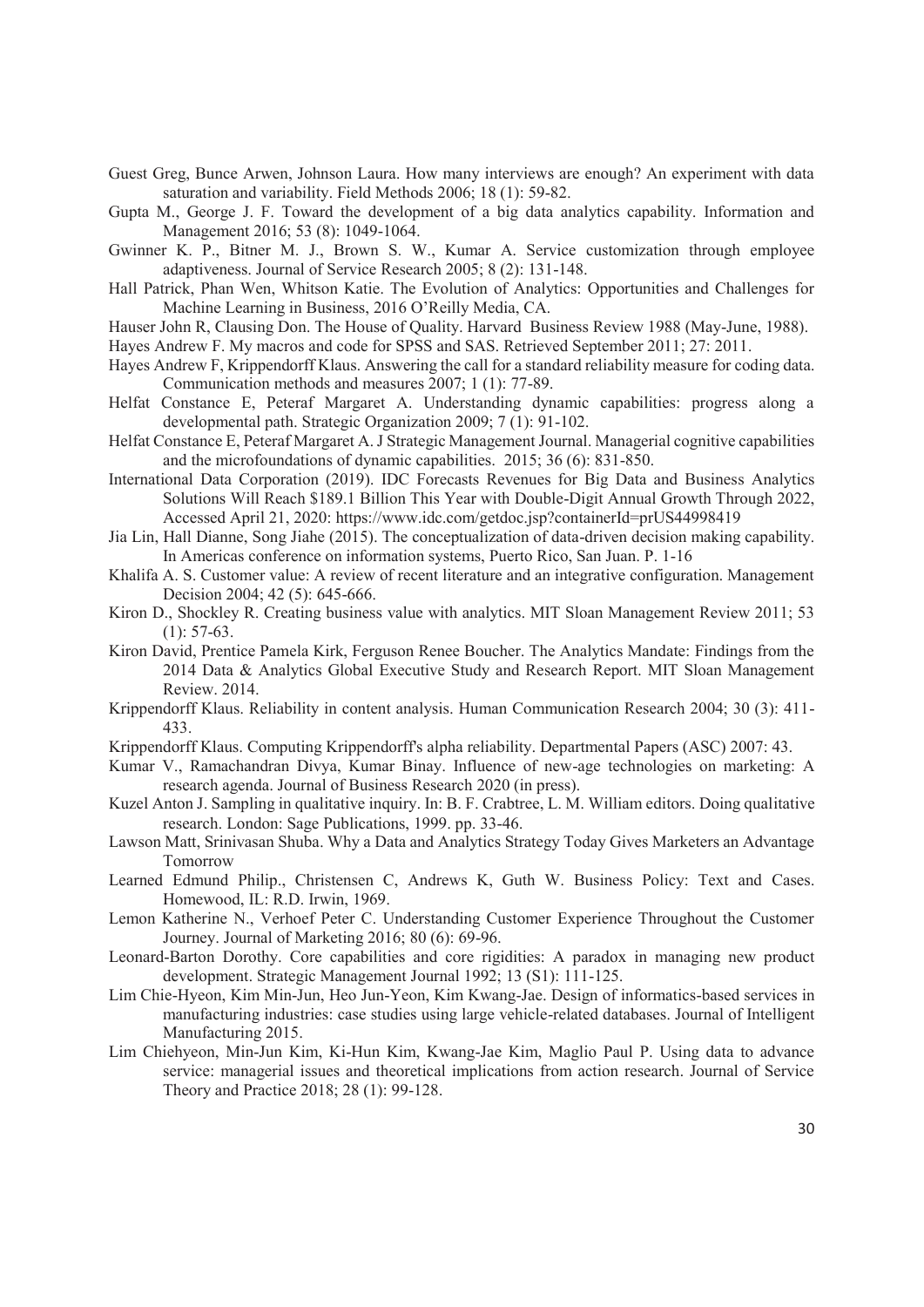Guest Greg, Bunce Arwen, Johnson Laura. How many interviews are enough? An experiment with data saturation and variability. Field Methods 2006; 18 (1): 59-82.

Gupta M., George J. F. Toward the development of a big data analytics capability. Information and Management 2016; 53 (8): 1049-1064.

Gwinner K. P., Bitner M. J., Brown S. W., Kumar A. Service customization through employee adaptiveness. Journal of Service Research 2005; 8 (2): 131-148.

Hall Patrick, Phan Wen, Whitson Katie. The Evolution of Analytics: Opportunities and Challenges for Machine Learning in Business, 2016 O'Reilly Media, CA.

Hauser John R, Clausing Don. The House of Quality. Harvard Business Review 1988 (May-June, 1988).

Hayes Andrew F. My macros and code for SPSS and SAS. Retrieved September 2011; 27: 2011.

Hayes Andrew F, Krippendorff Klaus. Answering the call for a standard reliability measure for coding data. Communication methods and measures 2007; 1 (1): 77-89.

Helfat Constance E, Peteraf Margaret A. Understanding dynamic capabilities: progress along a developmental path. Strategic Organization 2009; 7 (1): 91-102.

Helfat Constance E, Peteraf Margaret A. J Strategic Management Journal. Managerial cognitive capabilities and the microfoundations of dynamic capabilities. 2015; 36 (6): 831-850.

International Data Corporation (2019). IDC Forecasts Revenues for Big Data and Business Analytics Solutions Will Reach $189.1 Billion This Year with Double-Digit Annual Growth Through 2022, Accessed April 21, 2020: https://www.idc.com/getdoc.jsp?containerId=prUS44998419

Jia Lin, Hall Dianne, Song Jiahe (2015). The conceptualization of data-driven decision making capability. In Americas conference on information systems, Puerto Rico, San Juan. P. 1-16

Khalifa A. S. Customer value: A review of recent literature and an integrative configuration. Management Decision 2004; 42 (5): 645-666.

Kiron D., Shockley R. Creating business value with analytics. MIT Sloan Management Review 2011; 53 (1): 57-63.

Kiron David, Prentice Pamela Kirk, Ferguson Renee Boucher. The Analytics Mandate: Findings from the 2014 Data & Analytics Global Executive Study and Research Report. MIT Sloan Management Review. 2014.

Krippendorff Klaus. Reliability in content analysis. Human Communication Research 2004; 30 (3): 411-433.

Krippendorff Klaus. Computing Krippendorff's alpha reliability. Departmental Papers (ASC) 2007: 43.

Kumar V., Ramachandran Divya, Kumar Binay. Influence of new-age technologies on marketing: A research agenda. Journal of Business Research 2020 (in press).

Kuzel Anton J. Sampling in qualitative inquiry. In: B. F. Crabtree, L. M. William editors. Doing qualitative research. London: Sage Publications, 1999. pp. 33-46.

Lawson Matt, Srinivasan Shuba. Why a Data and Analytics Strategy Today Gives Marketers an Advantage Tomorrow

Learned Edmund Philip., Christensen C, Andrews K, Guth W. Business Policy: Text and Cases. Homewood, IL: R.D. Irwin, 1969.

Lemon Katherine N., Verhoef Peter C. Understanding Customer Experience Throughout the Customer Journey. Journal of Marketing 2016; 80 (6): 69-96.

Leonard-Barton Dorothy. Core capabilities and core rigidities: A paradox in managing new product development. Strategic Management Journal 1992; 13 (S1): 111-125.

Lim Chie-Hyeon, Kim Min-Jun, Heo Jun-Yeon, Kim Kwang-Jae. Design of informatics-based services in manufacturing industries: case studies using large vehicle-related databases. Journal of Intelligent Manufacturing 2015.

Lim Chiehyeon, Min-Jun Kim, Ki-Hun Kim, Kwang-Jae Kim, Maglio Paul P. Using data to advance service: managerial issues and theoretical implications from action research. Journal of Service Theory and Practice 2018; 28 (1): 99-128.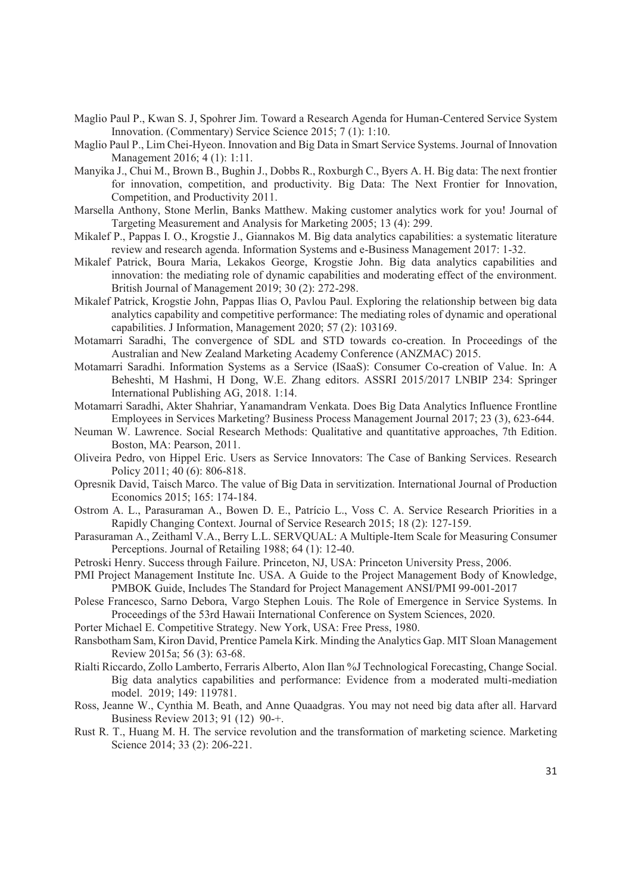Maglio Paul P., Kwan S. J, Spohrer Jim. Toward a Research Agenda for Human-Centered Service System Innovation. (Commentary) Service Science 2015; 7 (1): 1:10.

Maglio Paul P., Lim Chei-Hyeon. Innovation and Big Data in Smart Service Systems. Journal of Innovation Management 2016; 4 (1): 1:11.

Manyika J., Chui M., Brown B., Bughin J., Dobbs R., Roxburgh C., Byers A. H. Big data: The next frontier for innovation, competition, and productivity. Big Data: The Next Frontier for Innovation, Competition, and Productivity 2011.

Marsella Anthony, Stone Merlin, Banks Matthew. Making customer analytics work for you! Journal of Targeting Measurement and Analysis for Marketing 2005; 13 (4): 299.

Mikalef P., Pappas I. O., Krogstie J., Giannakos M. Big data analytics capabilities: a systematic literature review and research agenda. Information Systems and e-Business Management 2017: 1-32.

Mikalef Patrick, Boura Maria, Lekakos George, Krogstie John. Big data analytics capabilities and innovation: the mediating role of dynamic capabilities and moderating effect of the environment. British Journal of Management 2019; 30 (2): 272-298.

Mikalef Patrick, Krogstie John, Pappas Ilias O, Pavlou Paul. Exploring the relationship between big data analytics capability and competitive performance: The mediating roles of dynamic and operational capabilities. J Information, Management 2020; 57 (2): 103169.

Motamarri Saradhi, The convergence of SDL and STD towards co-creation. In Proceedings of the Australian and New Zealand Marketing Academy Conference (ANZMAC) 2015.

Motamarri Saradhi. Information Systems as a Service (ISaaS): Consumer Co-creation of Value. In: A Beheshti, M Hashmi, H Dong, W.E. Zhang editors. ASSRI 2015/2017 LNBIP 234: Springer International Publishing AG, 2018. 1:14.

Motamarri Saradhi, Akter Shahriar, Yanamandram Venkata. Does Big Data Analytics Influence Frontline Employees in Services Marketing? Business Process Management Journal 2017; 23 (3), 623-644.

Neuman W. Lawrence. Social Research Methods: Qualitative and quantitative approaches, 7th Edition. Boston, MA: Pearson, 2011.

Oliveira Pedro, von Hippel Eric. Users as Service Innovators: The Case of Banking Services. Research Policy 2011; 40 (6): 806-818.

Opresnik David, Taisch Marco. The value of Big Data in servitization. International Journal of Production Economics 2015; 165: 174-184.

Ostrom A. L., Parasuraman A., Bowen D. E., Patrício L., Voss C. A. Service Research Priorities in a Rapidly Changing Context. Journal of Service Research 2015; 18 (2): 127-159.

Parasuraman A., Zeithaml V.A., Berry L.L. SERVQUAL: A Multiple-Item Scale for Measuring Consumer Perceptions. Journal of Retailing 1988; 64 (1): 12-40.

Petroski Henry. Success through Failure. Princeton, NJ, USA: Princeton University Press, 2006.

PMI Project Management Institute Inc. USA. A Guide to the Project Management Body of Knowledge, PMBOK Guide, Includes The Standard for Project Management ANSI/PMI 99-001-2017

Polese Francesco, Sarno Debora, Vargo Stephen Louis. The Role of Emergence in Service Systems. In Proceedings of the 53rd Hawaii International Conference on System Sciences, 2020.

Porter Michael E. Competitive Strategy. New York, USA: Free Press, 1980.

Ransbotham Sam, Kiron David, Prentice Pamela Kirk. Minding the Analytics Gap. MIT Sloan Management Review 2015a; 56 (3): 63-68.

Rialti Riccardo, Zollo Lamberto, Ferraris Alberto, Alon Ilan %J Technological Forecasting, Change Social. Big data analytics capabilities and performance: Evidence from a moderated multi-mediation model. 2019; 149: 119781.

Ross, Jeanne W., Cynthia M. Beath, and Anne Quaadgras. You may not need big data after all. Harvard Business Review 2013; 91 (12) 90-+.

Rust R. T., Huang M. H. The service revolution and the transformation of marketing science. Marketing Science 2014; 33 (2): 206-221.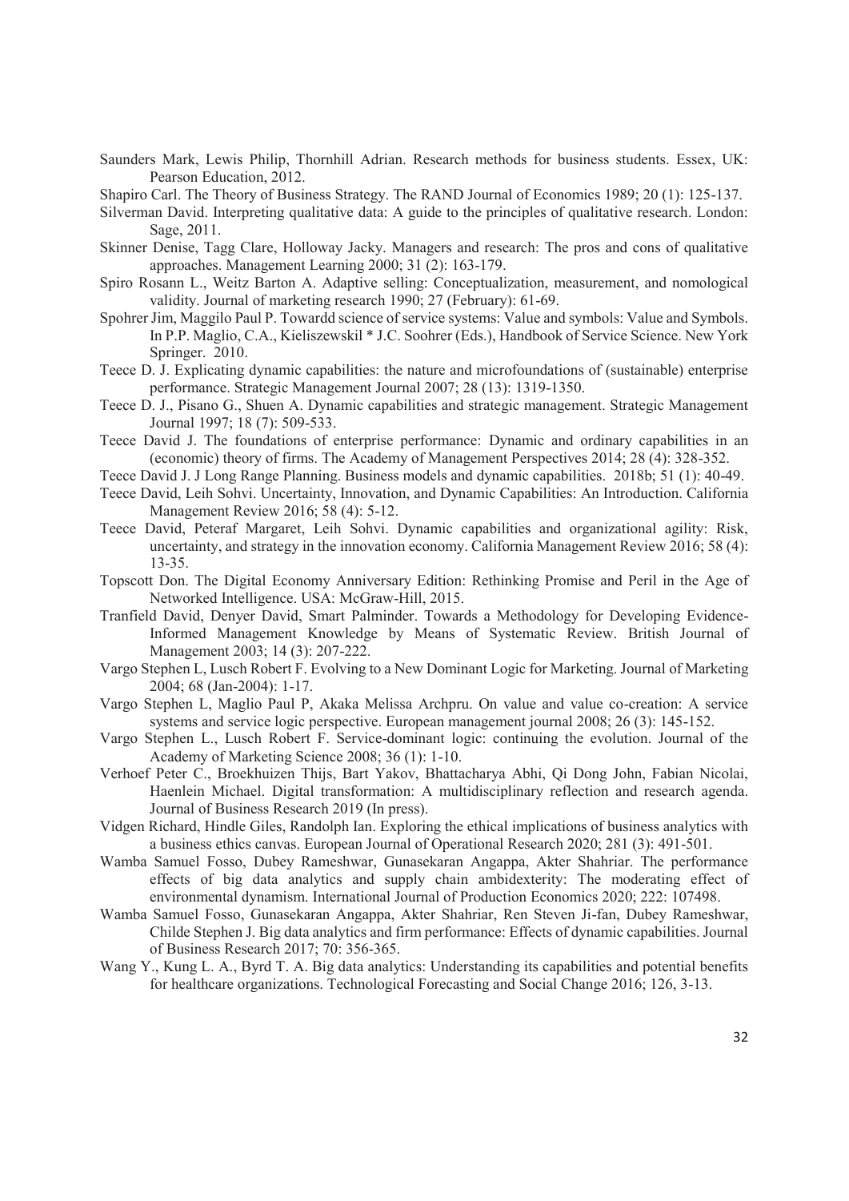Saunders Mark, Lewis Philip, Thornhill Adrian. Research methods for business students. Essex, UK: Pearson Education, 2012.

Shapiro Carl. The Theory of Business Strategy. The RAND Journal of Economics 1989; 20 (1): 125-137.

Silverman David. Interpreting qualitative data: A guide to the principles of qualitative research. London: Sage, 2011.

Skinner Denise, Tagg Clare, Holloway Jacky. Managers and research: The pros and cons of qualitative approaches. Management Learning 2000; 31 (2): 163-179.

Spiro Rosann L., Weitz Barton A. Adaptive selling: Conceptualization, measurement, and nomological validity. Journal of marketing research 1990; 27 (February): 61-69.

Spohrer Jim, Maggilo Paul P. Towardd science of service systems: Value and symbols: Value and Symbols. In P.P. Maglio, C.A., Kieliszewskil * J.C. Soohrer (Eds.), Handbook of Service Science. New York Springer. 2010.

Teece D. J. Explicating dynamic capabilities: the nature and microfoundations of (sustainable) enterprise performance. Strategic Management Journal 2007; 28 (13): 1319-1350.

Teece D. J., Pisano G., Shuen A. Dynamic capabilities and strategic management. Strategic Management Journal 1997; 18 (7): 509-533.

Teece David J. The foundations of enterprise performance: Dynamic and ordinary capabilities in an (economic) theory of firms. The Academy of Management Perspectives 2014; 28 (4): 328-352.

Teece David J. J Long Range Planning. Business models and dynamic capabilities. 2018b; 51 (1): 40-49.

Teece David, Leih Sohvi. Uncertainty, Innovation, and Dynamic Capabilities: An Introduction. California Management Review 2016; 58 (4): 5-12.

Teece David, Peteraf Margaret, Leih Sohvi. Dynamic capabilities and organizational agility: Risk, uncertainty, and strategy in the innovation economy. California Management Review 2016; 58 (4): 13-35.

Topscott Don. The Digital Economy Anniversary Edition: Rethinking Promise and Peril in the Age of Networked Intelligence. USA: McGraw-Hill, 2015.

Tranfield David, Denyer David, Smart Palminder. Towards a Methodology for Developing Evidence-Informed Management Knowledge by Means of Systematic Review. British Journal of Management 2003; 14 (3): 207-222.

Vargo Stephen L, Lusch Robert F. Evolving to a New Dominant Logic for Marketing. Journal of Marketing 2004; 68 (Jan-2004): 1-17.

Vargo Stephen L, Maglio Paul P, Akaka Melissa Archpru. On value and value co-creation: A service systems and service logic perspective. European management journal 2008; 26 (3): 145-152.

Vargo Stephen L., Lusch Robert F. Service-dominant logic: continuing the evolution. Journal of the Academy of Marketing Science 2008; 36 (1): 1-10.

Verhoef Peter C., Broekhuizen Thijs, Bart Yakov, Bhattacharya Abhi, Qi Dong John, Fabian Nicolai, Haenlein Michael. Digital transformation: A multidisciplinary reflection and research agenda. Journal of Business Research 2019 (In press).

Vidgen Richard, Hindle Giles, Randolph Ian. Exploring the ethical implications of business analytics with a business ethics canvas. European Journal of Operational Research 2020; 281 (3): 491-501.

Wamba Samuel Fosso, Dubey Rameshwar, Gunasekaran Angappa, Akter Shahriar. The performance effects of big data analytics and supply chain ambidexterity: The moderating effect of environmental dynamism. International Journal of Production Economics 2020; 222: 107498.

Wamba Samuel Fosso, Gunasekaran Angappa, Akter Shahriar, Ren Steven Ji-fan, Dubey Rameshwar, Childe Stephen J. Big data analytics and firm performance: Effects of dynamic capabilities. Journal of Business Research 2017; 70: 356-365.

Wang Y., Kung L. A., Byrd T. A. Big data analytics: Understanding its capabilities and potential benefits for healthcare organizations. Technological Forecasting and Social Change 2016; 126, 3-13.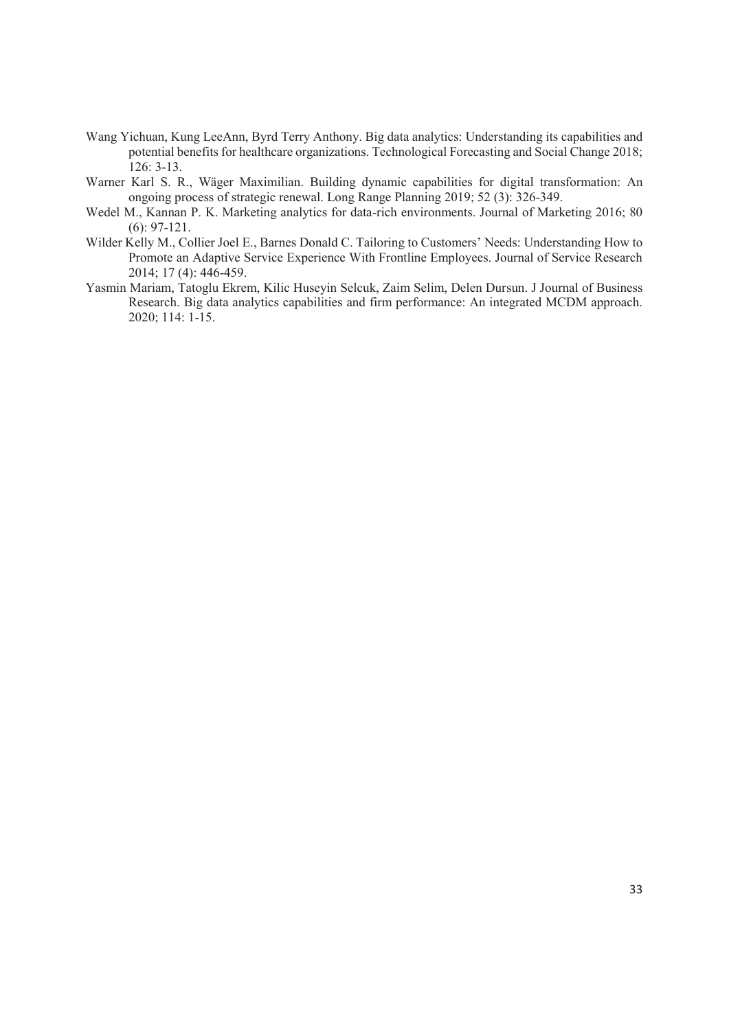Wang Yichuan, Kung LeeAnn, Byrd Terry Anthony. Big data analytics: Understanding its capabilities and potential benefits for healthcare organizations. Technological Forecasting and Social Change 2018; 126: 3-13.

Warner Karl S. R., Wäger Maximilian. Building dynamic capabilities for digital transformation: An ongoing process of strategic renewal. Long Range Planning 2019; 52 (3): 326-349.

Wedel M., Kannan P. K. Marketing analytics for data-rich environments. Journal of Marketing 2016; 80 (6): 97-121.

Wilder Kelly M., Collier Joel E., Barnes Donald C. Tailoring to Customers' Needs: Understanding How to Promote an Adaptive Service Experience With Frontline Employees. Journal of Service Research 2014; 17 (4): 446-459.

Yasmin Mariam, Tatoglu Ekrem, Kilic Huseyin Selcuk, Zaim Selim, Delen Dursun. J Journal of Business Research. Big data analytics capabilities and firm performance: An integrated MCDM approach. 2020; 114: 1-15.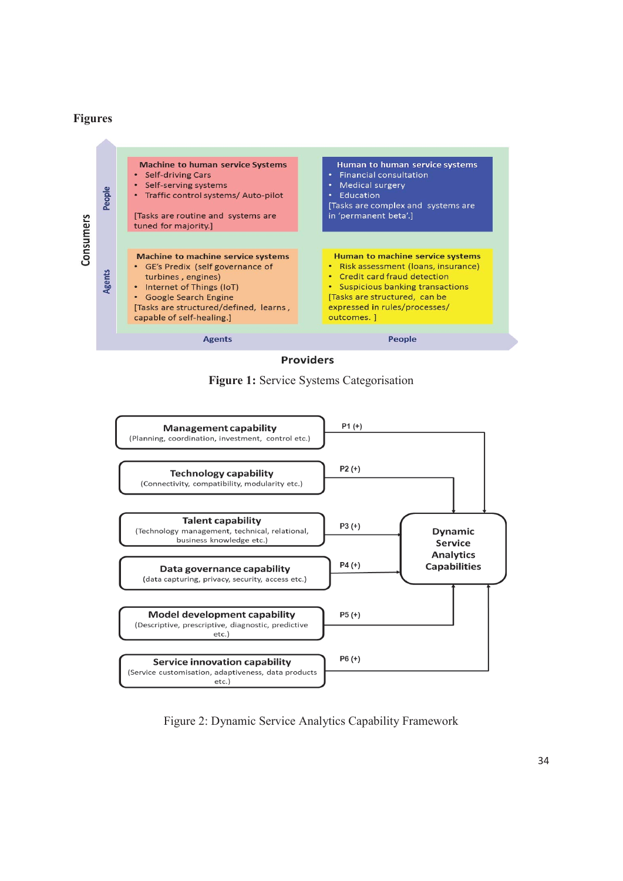# Figures

| Consumers \ Providers | Agents | People |
|---|---|---|
| **People** | **Machine to human service Systems**<br>• Self-driving Cars<br>• Self-serving systems<br>• Traffic control systems/ Auto-pilot<br>[Tasks are routine and systems are tuned for majority.] | **Human to human service systems**<br>• Financial consultation<br>• Medical surgery<br>• Education<br>[Tasks are complex and systems are in 'permanent beta'.] |
| **Agents** | **Machine to machine service systems**<br>• GE's Predix (self governance of turbines , engines)<br>• Internet of Things (IoT)<br>• Google Search Engine<br>[Tasks are structured/defined, learns , capable of self-healing.] | **Human to machine service systems**<br>• Risk assessment (loans, insurance)<br>• Credit card fraud detection<br>• Suspicious banking transactions<br>[Tasks are structured, can be expressed in rules/processes/ outcomes. ] |

**Figure 1:** Service Systems Categorisation

| Capability | Proposition | Outcome |
|---|---|---|
| **Management capability** (Planning, coordination, investment, control etc.) | P1 (+) | Dynamic Service Analytics Capabilities |
| **Technology capability** (Connectivity, compatibility, modularity etc.) | P2 (+) | Dynamic Service Analytics Capabilities |
| **Talent capability** (Technology management, technical, relational, business knowledge etc.) | P3 (+) | Dynamic Service Analytics Capabilities |
| **Data governance capability** (data capturing, privacy, security, access etc.) | P4 (+) | Dynamic Service Analytics Capabilities |
| **Model development capability** (Descriptive, prescriptive, diagnostic, predictive etc.) | P5 (+) | Dynamic Service Analytics Capabilities |
| **Service innovation capability** (Service customisation, adaptiveness, data products etc.) | P6 (+) | Dynamic Service Analytics Capabilities |

Figure 2: Dynamic Service Analytics Capability Framework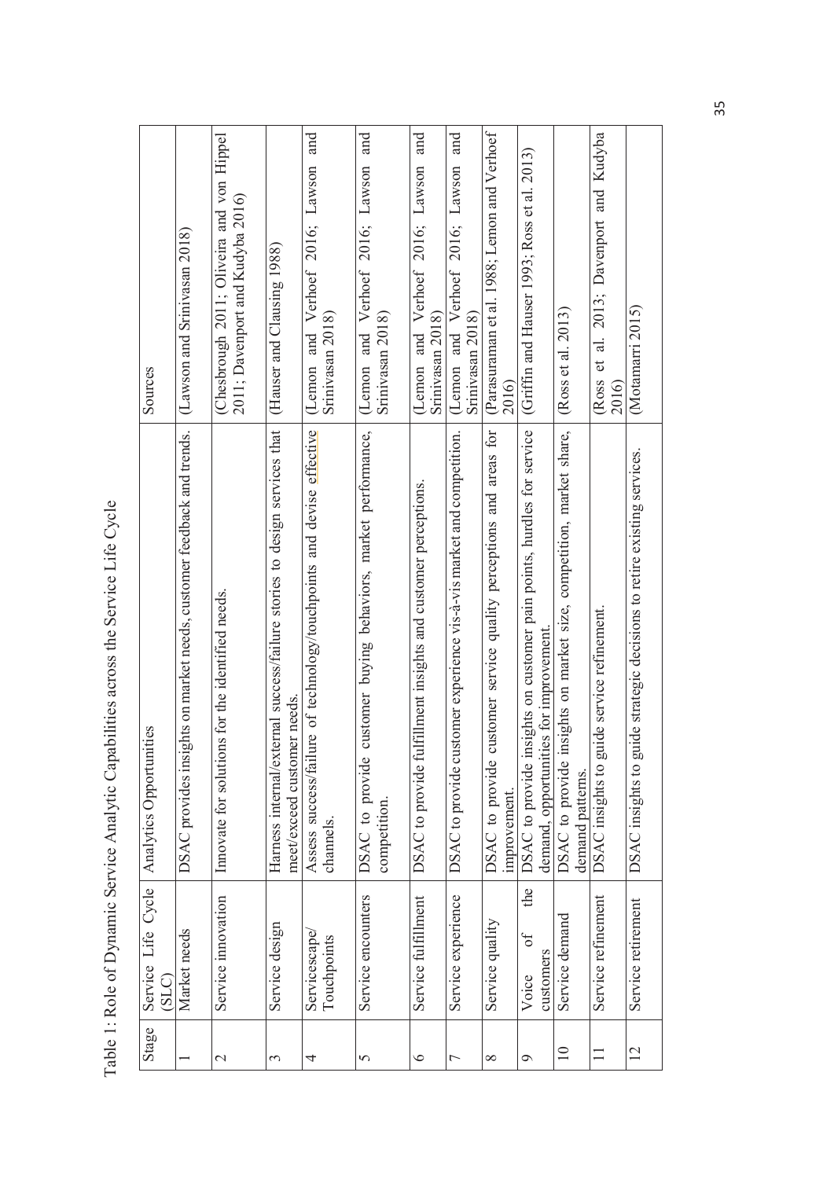Table 1: Role of Dynamic Service Analytic Capabilities across the Service Life Cycle

| Stage | Service Life Cycle (SLC) | Analytics Opportunities | Sources |
|---|---|---|---|
| 1 | Market needs | DSAC provides insights on market needs, customer feedback and trends. | (Lawson and Srinivasan 2018) |
| 2 | Service innovation | Innovate for solutions for the identified needs. | (Chesbrough 2011; Oliveira and von Hippel 2011; Davenport and Kudyba 2016) |
| 3 | Service design | Harness internal/external success/failure stories to design services that meet/exceed customer needs. | (Hauser and Clausing 1988) |
| 4 | Servicescape/ Touchpoints | Assess success/failure of technology/touchpoints and devise effective channels. | (Lemon and Verhoef 2016; Lawson and Srinivasan 2018) |
| 5 | Service encounters | DSAC to provide customer buying behaviors, market performance, competition. | (Lemon and Verhoef 2016; Lawson and Srinivasan 2018) |
| 6 | Service fulfillment | DSAC to provide fulfillment insights and customer perceptions. | (Lemon and Verhoef 2016; Lawson and Srinivasan 2018) |
| 7 | Service experience | DSAC to provide customer experience vis-à-vis market and competition. | (Lemon and Verhoef 2016; Lawson and Srinivasan 2018) |
| 8 | Service quality | DSAC to provide customer service quality perceptions and areas for improvement. | (Parasuraman et al. 1988; Lemon and Verhoef 2016) |
| 9 | Voice of the customers | DSAC to provide insights on customer pain points, hurdles for service demand, opportunities for improvement. | (Griffin and Hauser 1993; Ross et al. 2013) |
| 10 | Service demand | DSAC to provide insights on market size, competition, market share, demand patterns. | (Ross et al. 2013) |
| 11 | Service refinement | DSAC insights to guide service refinement. | (Ross et al. 2013; Davenport and Kudyba 2016) |
| 12 | Service retirement | DSAC insights to guide strategic decisions to retire existing services. | (Motamarri 2015) |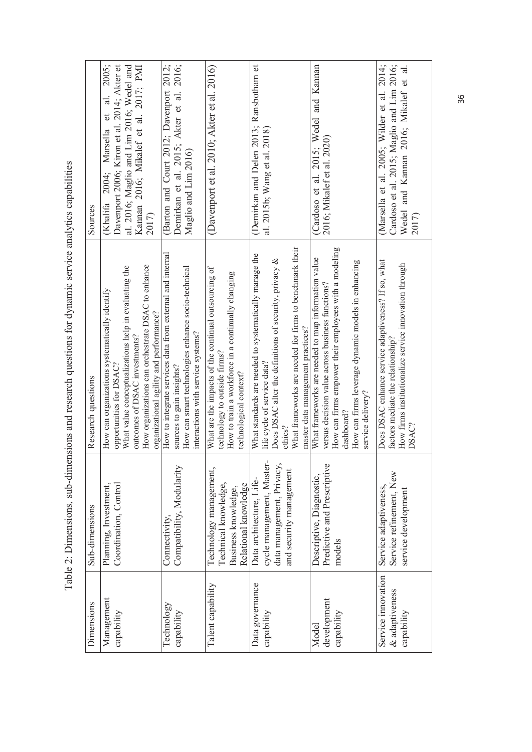Table 2: Dimensions, sub-dimensions and research questions for dynamic service analytics capabilities

| Dimensions | Sub-dimensions | Research questions | Sources |
|---|---|---|---|
| Management capability | Planning, Investment, Coordination, Control | How can organizations systematically identify opportunities for DSAC? What value conceptualizations help in evaluating the outcomes of DSAC investments? How organizations can orchestrate DSAC to enhance organizational agility and performance? | (Khalifa 2004; Marsella et al. 2005; Davenport 2006; Kiron et al. 2014; Akter et al. 2016; Maglio and Lim 2016; Wedel and Kannan 2016; Mikalef et al. 2017; PMI 2017) |
| Technology capability | Connectivity, Compatibility, Modularity | How to integrate services data from external and internal sources to gain insights? How can smart technologies enhance socio-technical interactions with service systems? | (Barton and Court 2012; Davenport 2012; Demirkan et al. 2015; Akter et al. 2016; Maglio and Lim 2016) |
| Talent capability | Technology management, Technical knowledge, Business knowledge, Relational knowledge | What are the impacts of the continual outsourcing of technology to outside firms? How to train a workforce in a continually changing technological context? | (Davenport et al. 2010; Akter et al. 2016) |
| Data governance capability | Data architecture, Life-cycle management, Master-data management, Privacy, and security management | What standards are needed to systematically manage the life cycle of service data? Does DSAC alter the definitions of security, privacy & ethics? What frameworks are needed for firms to benchmark their master data management practices? | (Demirkan and Delen 2013; Ransbotham et al. 2015b; Wang et al. 2018) |
| Model development capability | Descriptive, Diagnostic, Predictive and Prescriptive models | What frameworks are needed to map information value versus decision value across business functions? How can firms empower their employees with a modeling dashboard? How can firms leverage dynamic models in enhancing service delivery? | (Cardoso et al. 2015; Wedel and Kannan 2016; Mikalef et al. 2020) |
| Service innovation & adaptiveness capability | Service adaptiveness, Service refinement, New service development | Does DSAC enhance service adaptiveness? If so, what factors mediate the relationship? How firms institutionalize service innovation through DSAC? | (Marsella et al. 2005; Wilder et al. 2014; Cardoso et al. 2015; Maglio and Lim 2016; Wedel and Kannan 2016; Mikalef et al. 2017) |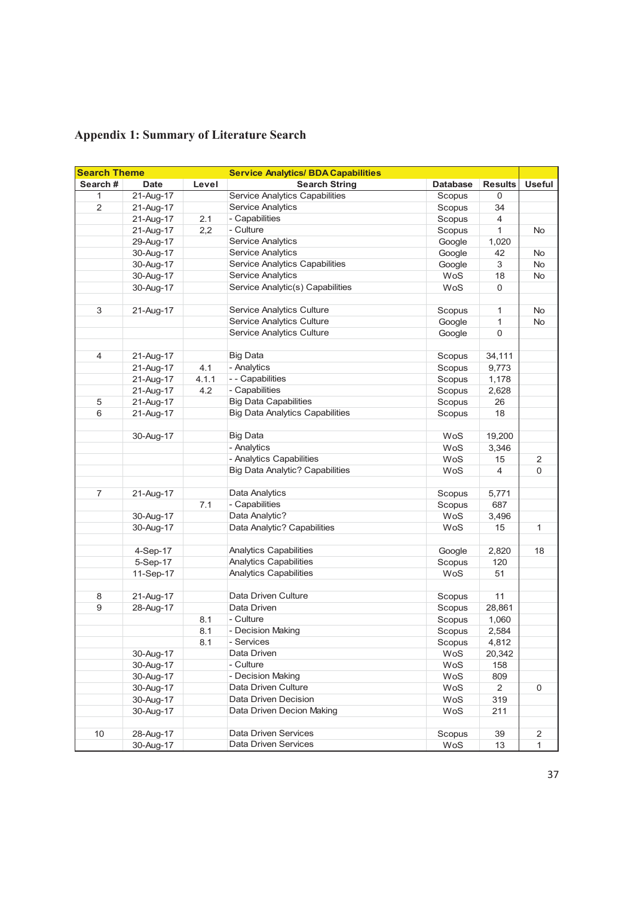## Appendix 1: Summary of Literature Search

| Search Theme | | | Service Analytics/ BDA Capabilities | | | |
|---|---|---|---|---|---|---|
| Search # | Date | Level | Search String | Database | Results | Useful |
| 1 | 21-Aug-17 | | Service Analytics Capabilities | Scopus | 0 | |
| 2 | 21-Aug-17 | | Service Analytics | Scopus | 34 | |
| | 21-Aug-17 | 2.1 | - Capabilities | Scopus | 4 | |
| | 21-Aug-17 | 2,2 | - Culture | Scopus | 1 | No |
| | 29-Aug-17 | | Service Analytics | Google | 1,020 | |
| | 30-Aug-17 | | Service Analytics | Google | 42 | No |
| | 30-Aug-17 | | Service Analytics Capabilities | Google | 3 | No |
| | 30-Aug-17 | | Service Analytics | WoS | 18 | No |
| | 30-Aug-17 | | Service Analytic(s) Capabilities | WoS | 0 | |
| | | | | | | |
| 3 | 21-Aug-17 | | Service Analytics Culture | Scopus | 1 | No |
| | | | Service Analytics Culture | Google | 1 | No |
| | | | Service Analytics Culture | Google | 0 | |
| | | | | | | |
| 4 | 21-Aug-17 | | Big Data | Scopus | 34,111 | |
| | 21-Aug-17 | 4.1 | - Analytics | Scopus | 9,773 | |
| | 21-Aug-17 | 4.1.1 | - - Capabilities | Scopus | 1,178 | |
| | 21-Aug-17 | 4.2 | - Capabilities | Scopus | 2,628 | |
| 5 | 21-Aug-17 | | Big Data Capabilities | Scopus | 26 | |
| 6 | 21-Aug-17 | | Big Data Analytics Capabilities | Scopus | 18 | |
| | | | | | | |
| | 30-Aug-17 | | Big Data | WoS | 19,200 | |
| | | | - Analytics | WoS | 3,346 | |
| | | | - Analytics Capabilities | WoS | 15 | 2 |
| | | | Big Data Analytic? Capabilities | WoS | 4 | 0 |
| | | | | | | |
| 7 | 21-Aug-17 | | Data Analytics | Scopus | 5,771 | |
| | | 7.1 | - Capabilities | Scopus | 687 | |
| | 30-Aug-17 | | Data Analytic? | WoS | 3,496 | |
| | 30-Aug-17 | | Data Analytic? Capabilities | WoS | 15 | 1 |
| | | | | | | |
| | 4-Sep-17 | | Analytics Capabilities | Google | 2,820 | 18 |
| | 5-Sep-17 | | Analytics Capabilities | Scopus | 120 | |
| | 11-Sep-17 | | Analytics Capabilities | WoS | 51 | |
| | | | | | | |
| 8 | 21-Aug-17 | | Data Driven Culture | Scopus | 11 | |
| 9 | 28-Aug-17 | | Data Driven | Scopus | 28,861 | |
| | | 8.1 | - Culture | Scopus | 1,060 | |
| | | 8.1 | - Decision Making | Scopus | 2,584 | |
| | | 8.1 | - Services | Scopus | 4,812 | |
| | 30-Aug-17 | | Data Driven | WoS | 20,342 | |
| | 30-Aug-17 | | - Culture | WoS | 158 | |
| | 30-Aug-17 | | - Decision Making | WoS | 809 | |
| | 30-Aug-17 | | Data Driven Culture | WoS | 2 | 0 |
| | 30-Aug-17 | | Data Driven Decision | WoS | 319 | |
| | 30-Aug-17 | | Data Driven Decion Making | WoS | 211 | |
| | | | | | | |
| 10 | 28-Aug-17 | | Data Driven Services | Scopus | 39 | 2 |
| | 30-Aug-17 | | Data Driven Services | WoS | 13 | 1 |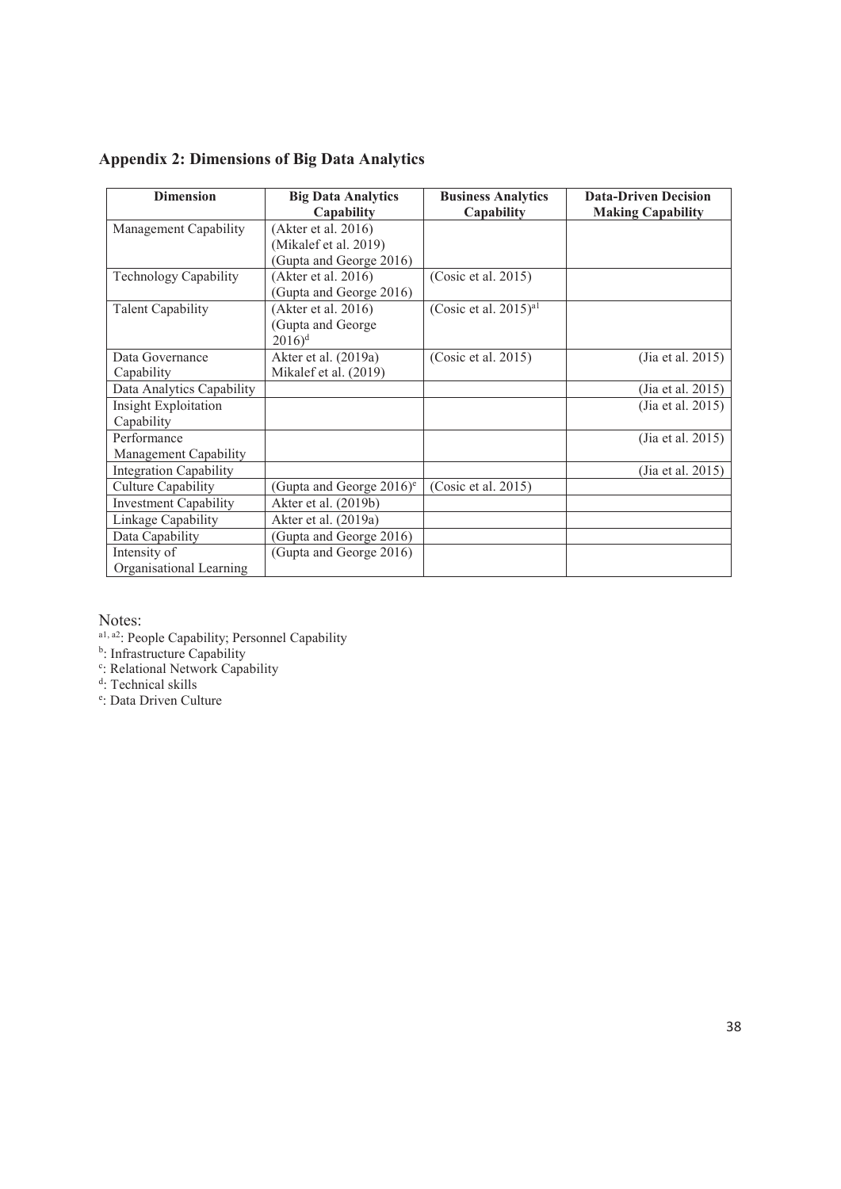## Appendix 2: Dimensions of Big Data Analytics

| Dimension | Big Data Analytics Capability | Business Analytics Capability | Data-Driven Decision Making Capability |
|---|---|---|---|
| Management Capability | (Akter et al. 2016) (Mikalef et al. 2019) (Gupta and George 2016) | | |
| Technology Capability | (Akter et al. 2016) (Gupta and George 2016) | (Cosic et al. 2015) | |
| Talent Capability | (Akter et al. 2016) (Gupta and George 2016)[d] | (Cosic et al. 2015)[a1] | |
| Data Governance Capability | Akter et al. (2019a) Mikalef et al. (2019) | (Cosic et al. 2015) | (Jia et al. 2015) |
| Data Analytics Capability | | | (Jia et al. 2015) |
| Insight Exploitation Capability | | | (Jia et al. 2015) |
| Performance Management Capability | | | (Jia et al. 2015) |
| Integration Capability | | | (Jia et al. 2015) |
| Culture Capability | (Gupta and George 2016)[e] | (Cosic et al. 2015) | |
| Investment Capability | Akter et al. (2019b) | | |
| Linkage Capability | Akter et al. (2019a) | | |
| Data Capability | (Gupta and George 2016) | | |
| Intensity of Organisational Learning | (Gupta and George 2016) | | |

Notes:

[a1, a2]: People Capability; Personnel Capability

[b]: Infrastructure Capability

[c]: Relational Network Capability

[d]: Technical skills

[e]: Data Driven Culture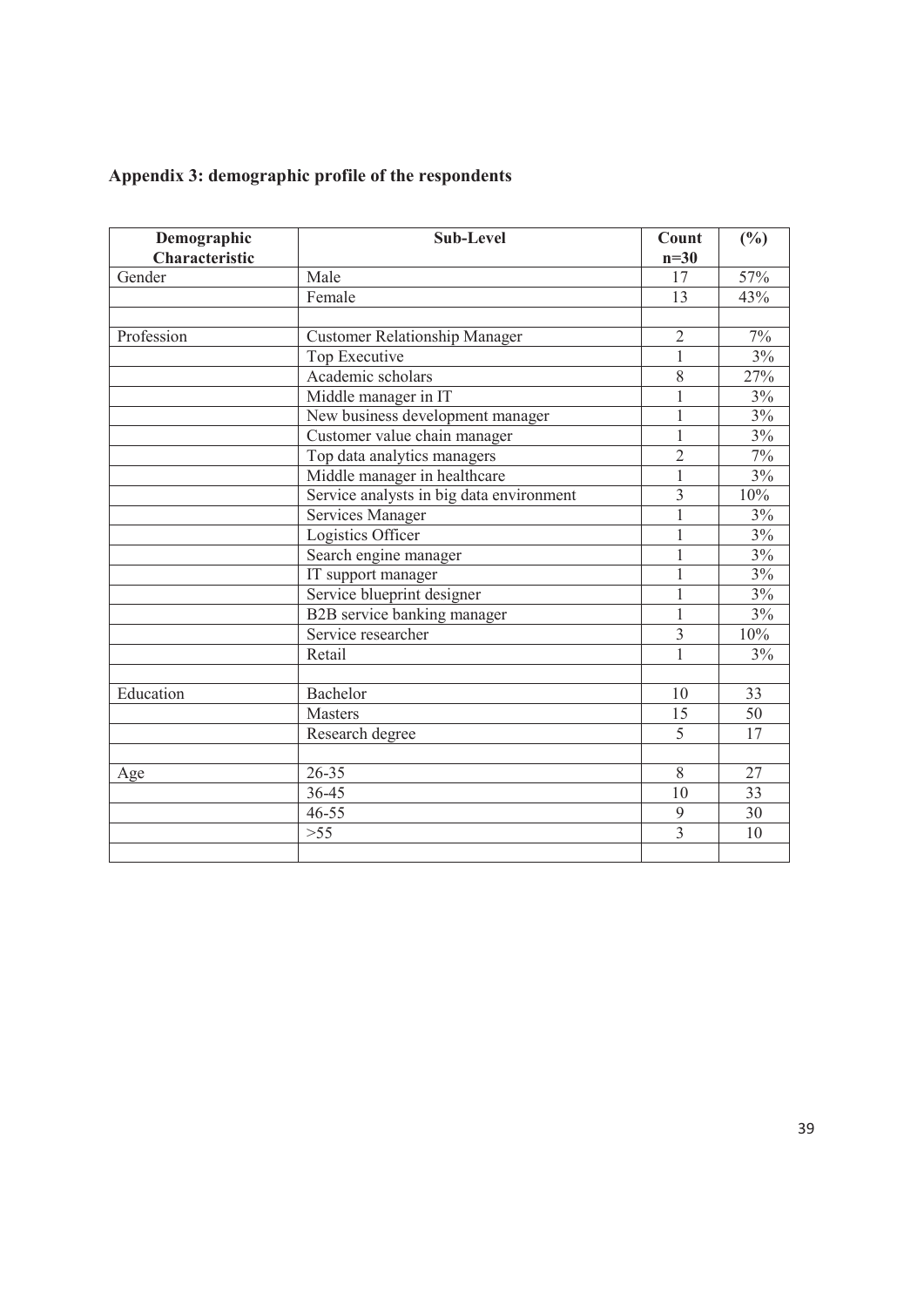## Appendix 3: demographic profile of the respondents

| Demographic Characteristic | Sub-Level | Count n=30 | (%) |
|---|---|---|---|
| Gender | Male | 17 | 57% |
| | Female | 13 | 43% |
| | | | |
| Profession | Customer Relationship Manager | 2 | 7% |
| | Top Executive | 1 | 3% |
| | Academic scholars | 8 | 27% |
| | Middle manager in IT | 1 | 3% |
| | New business development manager | 1 | 3% |
| | Customer value chain manager | 1 | 3% |
| | Top data analytics managers | 2 | 7% |
| | Middle manager in healthcare | 1 | 3% |
| | Service analysts in big data environment | 3 | 10% |
| | Services Manager | 1 | 3% |
| | Logistics Officer | 1 | 3% |
| | Search engine manager | 1 | 3% |
| | IT support manager | 1 | 3% |
| | Service blueprint designer | 1 | 3% |
| | B2B service banking manager | 1 | 3% |
| | Service researcher | 3 | 10% |
| | Retail | 1 | 3% |
| | | | |
| Education | Bachelor | 10 | 33 |
| | Masters | 15 | 50 |
| | Research degree | 5 | 17 |
| | | | |
| Age | 26-35 | 8 | 27 |
| | 36-45 | 10 | 33 |
| | 46-55 | 9 | 30 |
| | >55 | 3 | 10 |
| | | | |